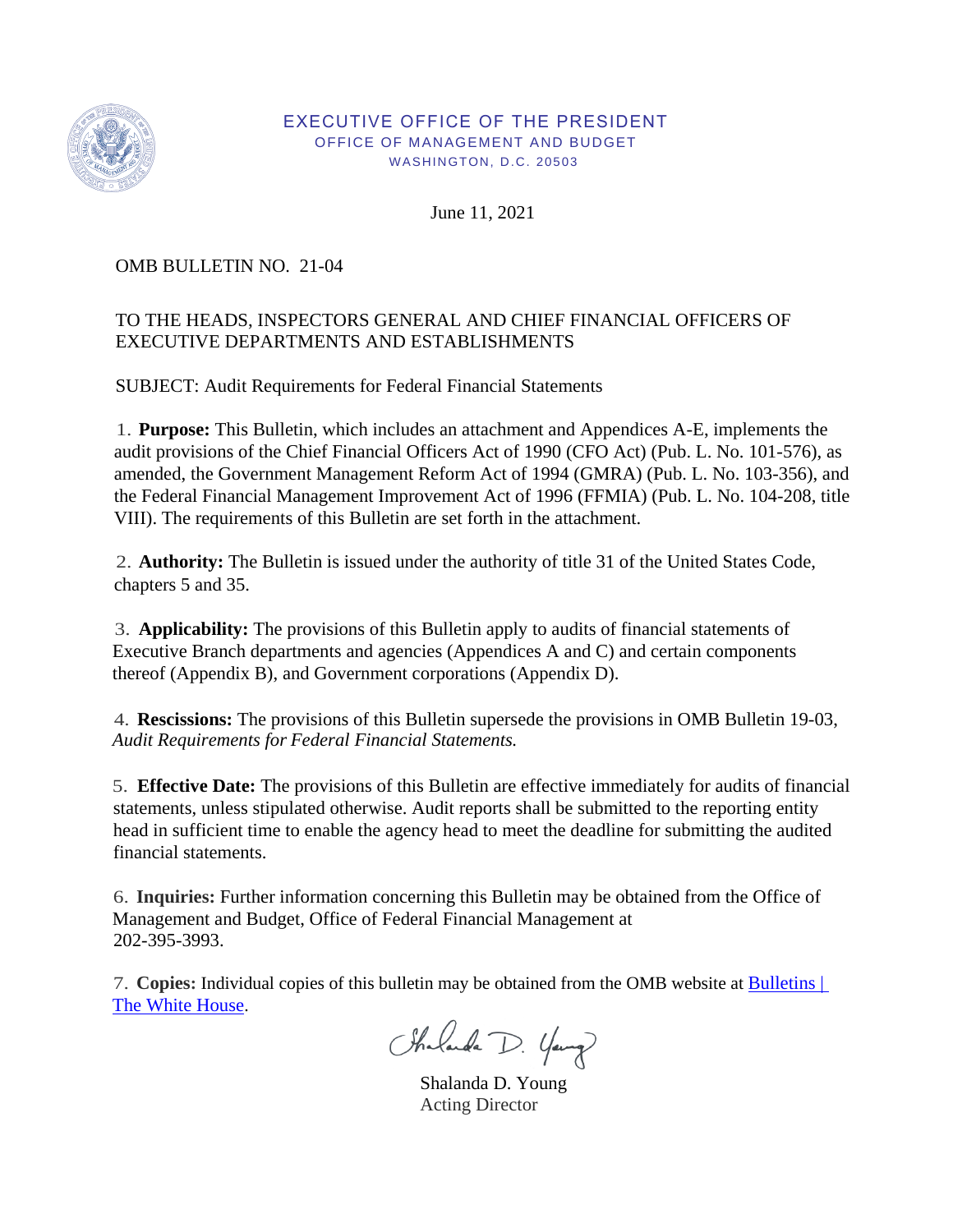EXECUTIVE OFFICE OF THE PRESIDENT
OFFICE OF MANAGEMENT AND BUDGET
WASHINGTON, D.C. 20503

June 11, 2021

OMB BULLETIN NO. 21-04

TO THE HEADS, INSPECTORS GENERAL AND CHIEF FINANCIAL OFFICERS OF EXECUTIVE DEPARTMENTS AND ESTABLISHMENTS

SUBJECT: Audit Requirements for Federal Financial Statements

1. **Purpose:** This Bulletin, which includes an attachment and Appendices A-E, implements the audit provisions of the Chief Financial Officers Act of 1990 (CFO Act) (Pub. L. No. 101-576), as amended, the Government Management Reform Act of 1994 (GMRA) (Pub. L. No. 103-356), and the Federal Financial Management Improvement Act of 1996 (FFMIA) (Pub. L. No. 104-208, title VIII). The requirements of this Bulletin are set forth in the attachment.

2. **Authority:** The Bulletin is issued under the authority of title 31 of the United States Code, chapters 5 and 35.

3. **Applicability:** The provisions of this Bulletin apply to audits of financial statements of Executive Branch departments and agencies (Appendices A and C) and certain components thereof (Appendix B), and Government corporations (Appendix D).

4. **Rescissions:** The provisions of this Bulletin supersede the provisions in OMB Bulletin 19-03, *Audit Requirements for Federal Financial Statements.*

5. **Effective Date:** The provisions of this Bulletin are effective immediately for audits of financial statements, unless stipulated otherwise. Audit reports shall be submitted to the reporting entity head in sufficient time to enable the agency head to meet the deadline for submitting the audited financial statements.

6. **Inquiries:** Further information concerning this Bulletin may be obtained from the Office of Management and Budget, Office of Federal Financial Management at 202-395-3993.

7. **Copies:** Individual copies of this bulletin may be obtained from the OMB website at [Bulletins | The White House](Bulletins | The White House).

Shalanda D. Young
Acting Director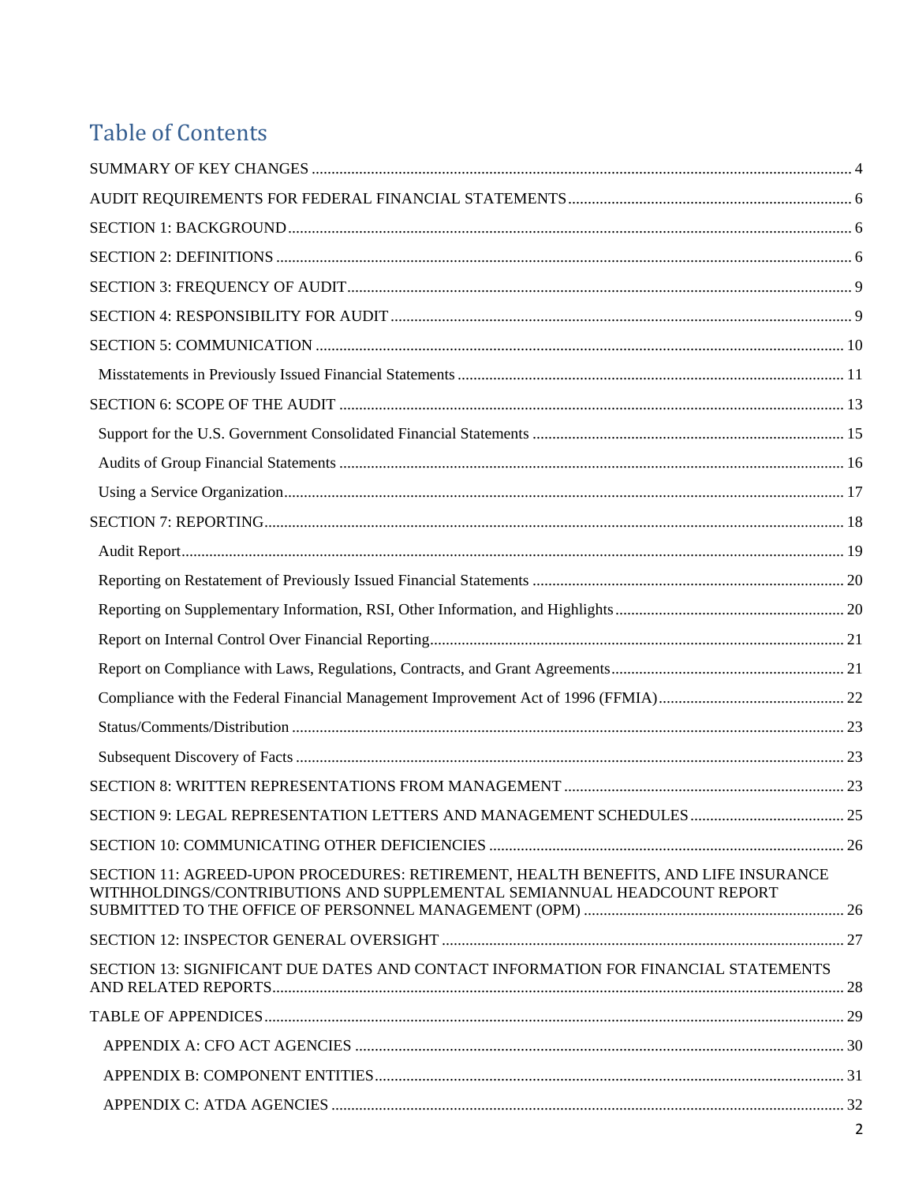# Table of Contents

SUMMARY OF KEY CHANGES ........ 4

AUDIT REQUIREMENTS FOR FEDERAL FINANCIAL STATEMENTS ........ 6

SECTION 1: BACKGROUND ........ 6

SECTION 2: DEFINITIONS ........ 6

SECTION 3: FREQUENCY OF AUDIT ........ 9

SECTION 4: RESPONSIBILITY FOR AUDIT ........ 9

SECTION 5: COMMUNICATION ........ 10

- Misstatements in Previously Issued Financial Statements ........ 11

SECTION 6: SCOPE OF THE AUDIT ........ 13

- Support for the U.S. Government Consolidated Financial Statements ........ 15
- Audits of Group Financial Statements ........ 16
- Using a Service Organization ........ 17

SECTION 7: REPORTING ........ 18

- Audit Report ........ 19
- Reporting on Restatement of Previously Issued Financial Statements ........ 20
- Reporting on Supplementary Information, RSI, Other Information, and Highlights ........ 20
- Report on Internal Control Over Financial Reporting ........ 21
- Report on Compliance with Laws, Regulations, Contracts, and Grant Agreements ........ 21
- Compliance with the Federal Financial Management Improvement Act of 1996 (FFMIA) ........ 22
- Status/Comments/Distribution ........ 23
- Subsequent Discovery of Facts ........ 23

SECTION 8: WRITTEN REPRESENTATIONS FROM MANAGEMENT ........ 23

SECTION 9: LEGAL REPRESENTATION LETTERS AND MANAGEMENT SCHEDULES ........ 25

SECTION 10: COMMUNICATING OTHER DEFICIENCIES ........ 26

SECTION 11: AGREED-UPON PROCEDURES: RETIREMENT, HEALTH BENEFITS, AND LIFE INSURANCE WITHHOLDINGS/CONTRIBUTIONS AND SUPPLEMENTAL SEMIANNUAL HEADCOUNT REPORT SUBMITTED TO THE OFFICE OF PERSONNEL MANAGEMENT (OPM) ........ 26

SECTION 12: INSPECTOR GENERAL OVERSIGHT ........ 27

SECTION 13: SIGNIFICANT DUE DATES AND CONTACT INFORMATION FOR FINANCIAL STATEMENTS AND RELATED REPORTS ........ 28

TABLE OF APPENDICES ........ 29

- APPENDIX A: CFO ACT AGENCIES ........ 30
- APPENDIX B: COMPONENT ENTITIES ........ 31
- APPENDIX C: ATDA AGENCIES ........ 32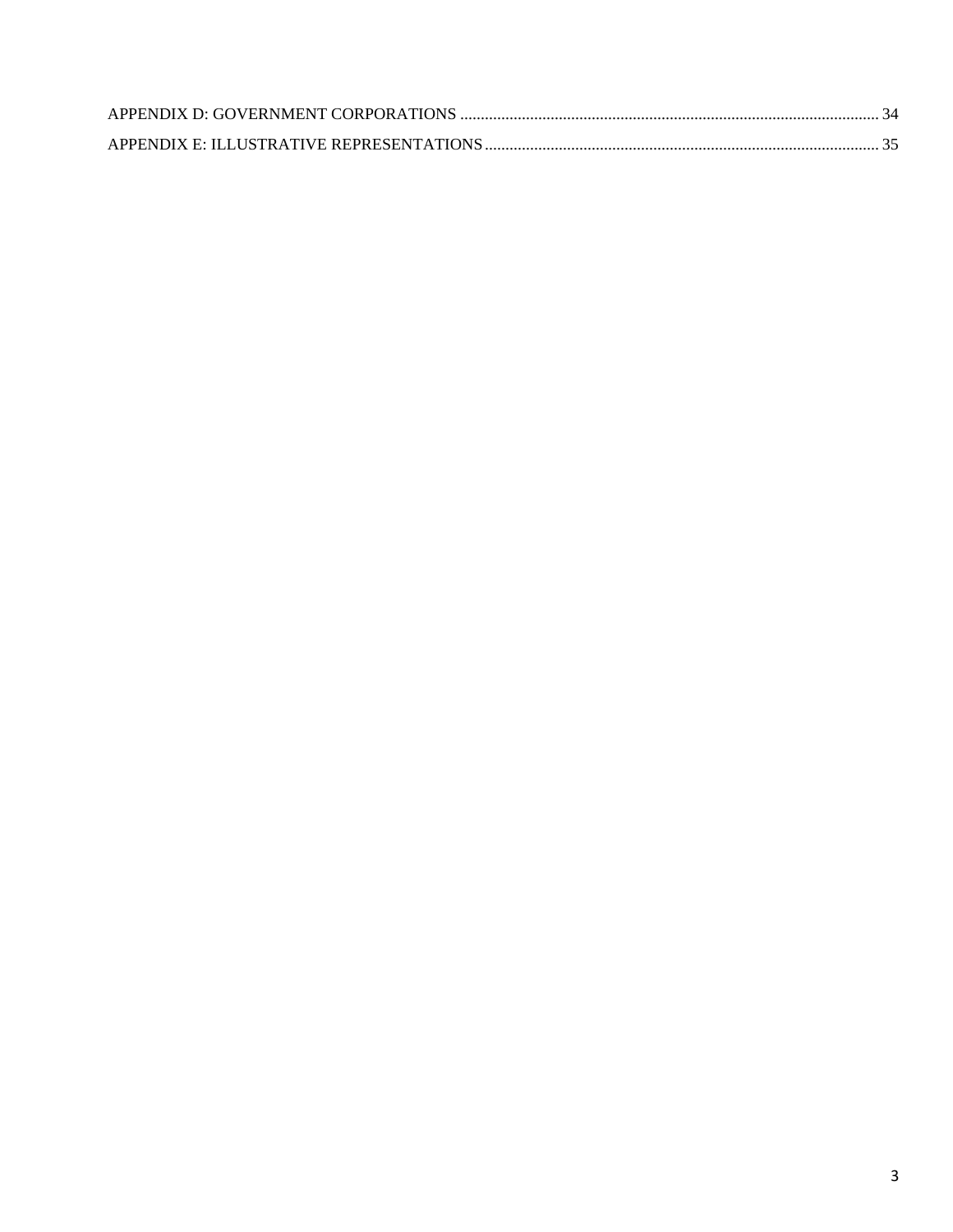APPENDIX D: GOVERNMENT CORPORATIONS .................................................................................................... 34

APPENDIX E: ILLUSTRATIVE REPRESENTATIONS ............................................................................................. 35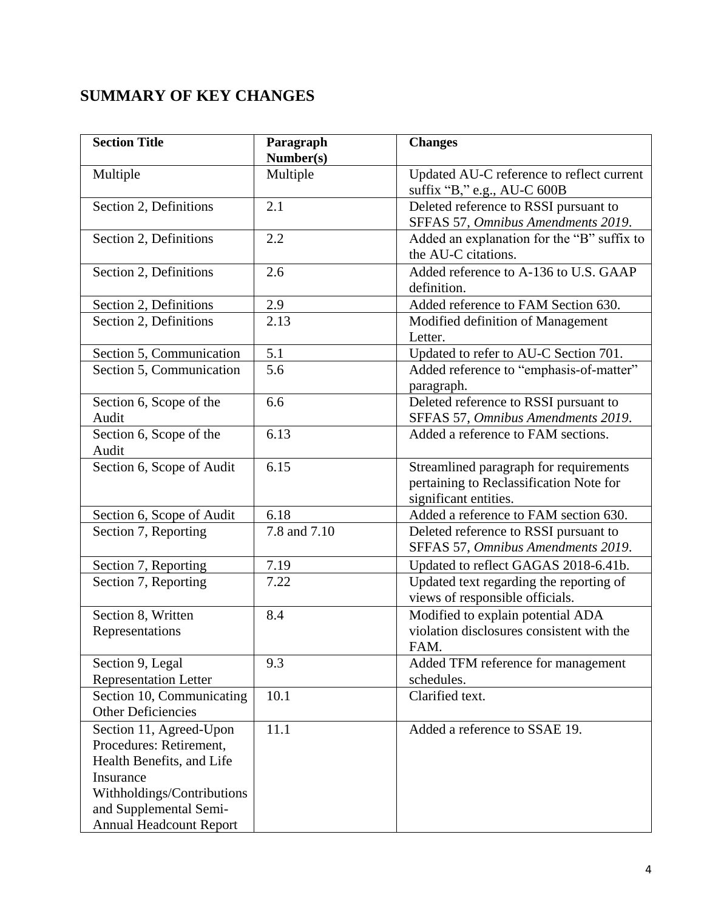## SUMMARY OF KEY CHANGES

| Section Title | Paragraph Number(s) | Changes |
|---|---|---|
| Multiple | Multiple | Updated AU-C reference to reflect current suffix "B," e.g., AU-C 600B |
| Section 2, Definitions | 2.1 | Deleted reference to RSSI pursuant to SFFAS 57, *Omnibus Amendments 2019*. |
| Section 2, Definitions | 2.2 | Added an explanation for the "B" suffix to the AU-C citations. |
| Section 2, Definitions | 2.6 | Added reference to A-136 to U.S. GAAP definition. |
| Section 2, Definitions | 2.9 | Added reference to FAM Section 630. |
| Section 2, Definitions | 2.13 | Modified definition of Management Letter. |
| Section 5, Communication | 5.1 | Updated to refer to AU-C Section 701. |
| Section 5, Communication | 5.6 | Added reference to "emphasis-of-matter" paragraph. |
| Section 6, Scope of the Audit | 6.6 | Deleted reference to RSSI pursuant to SFFAS 57, *Omnibus Amendments 2019*. |
| Section 6, Scope of the Audit | 6.13 | Added a reference to FAM sections. |
| Section 6, Scope of Audit | 6.15 | Streamlined paragraph for requirements pertaining to Reclassification Note for significant entities. |
| Section 6, Scope of Audit | 6.18 | Added a reference to FAM section 630. |
| Section 7, Reporting | 7.8 and 7.10 | Deleted reference to RSSI pursuant to SFFAS 57, *Omnibus Amendments 2019*. |
| Section 7, Reporting | 7.19 | Updated to reflect GAGAS 2018-6.41b. |
| Section 7, Reporting | 7.22 | Updated text regarding the reporting of views of responsible officials. |
| Section 8, Written Representations | 8.4 | Modified to explain potential ADA violation disclosures consistent with the FAM. |
| Section 9, Legal Representation Letter | 9.3 | Added TFM reference for management schedules. |
| Section 10, Communicating Other Deficiencies | 10.1 | Clarified text. |
| Section 11, Agreed-Upon Procedures: Retirement, Health Benefits, and Life Insurance Withholdings/Contributions and Supplemental Semi-Annual Headcount Report | 11.1 | Added a reference to SSAE 19. |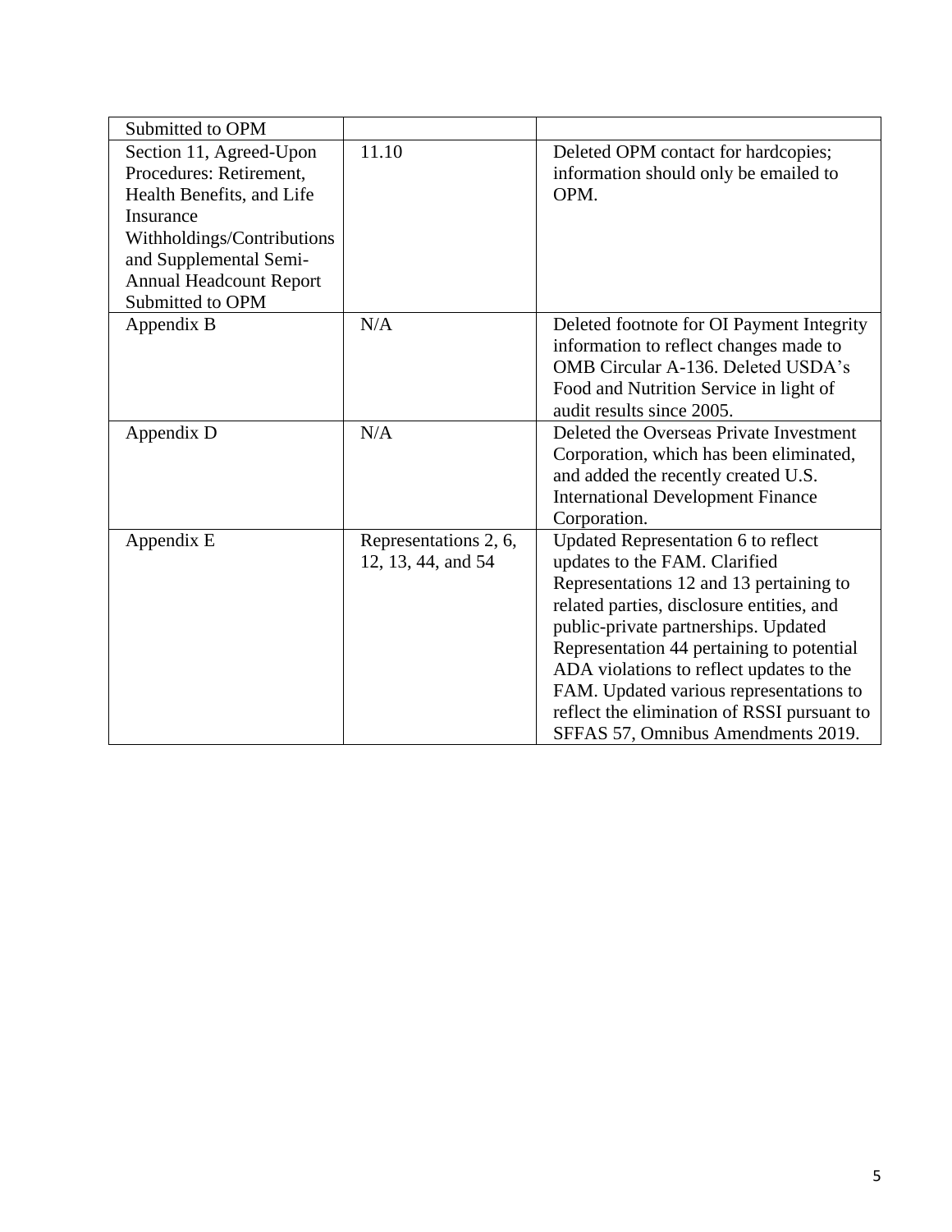| | | |
|---|---|---|
| Submitted to OPM | | |
| Section 11, Agreed-Upon Procedures: Retirement, Health Benefits, and Life Insurance Withholdings/Contributions and Supplemental Semi-Annual Headcount Report Submitted to OPM | 11.10 | Deleted OPM contact for hardcopies; information should only be emailed to OPM. |
| Appendix B | N/A | Deleted footnote for OI Payment Integrity information to reflect changes made to OMB Circular A-136. Deleted USDA's Food and Nutrition Service in light of audit results since 2005. |
| Appendix D | N/A | Deleted the Overseas Private Investment Corporation, which has been eliminated, and added the recently created U.S. International Development Finance Corporation. |
| Appendix E | Representations 2, 6, 12, 13, 44, and 54 | Updated Representation 6 to reflect updates to the FAM. Clarified Representations 12 and 13 pertaining to related parties, disclosure entities, and public-private partnerships. Updated Representation 44 pertaining to potential ADA violations to reflect updates to the FAM. Updated various representations to reflect the elimination of RSSI pursuant to SFFAS 57, Omnibus Amendments 2019. |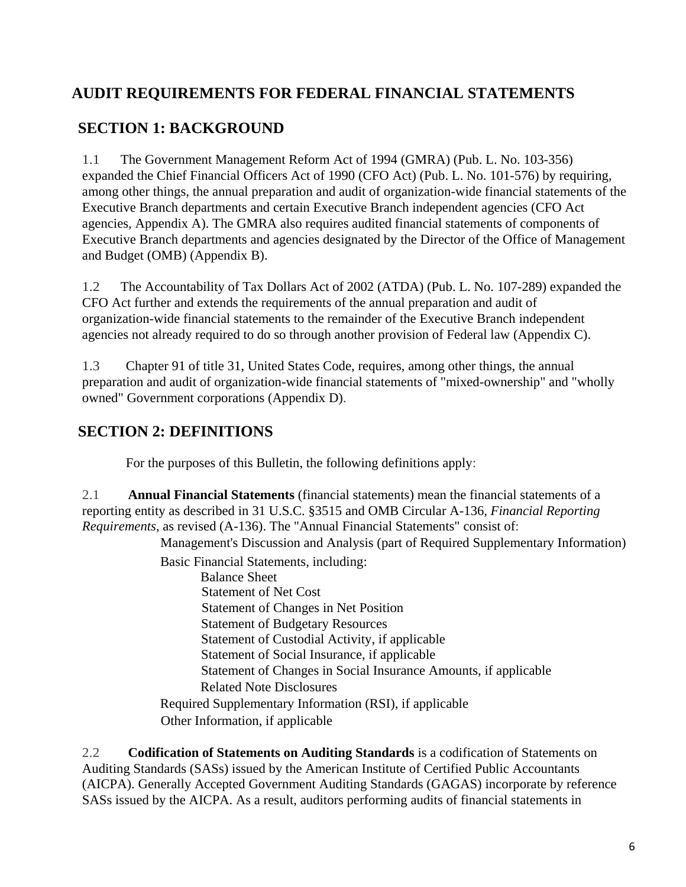# AUDIT REQUIREMENTS FOR FEDERAL FINANCIAL STATEMENTS

## SECTION 1: BACKGROUND

1.1 The Government Management Reform Act of 1994 (GMRA) (Pub. L. No. 103-356) expanded the Chief Financial Officers Act of 1990 (CFO Act) (Pub. L. No. 101-576) by requiring, among other things, the annual preparation and audit of organization-wide financial statements of the Executive Branch departments and certain Executive Branch independent agencies (CFO Act agencies, Appendix A). The GMRA also requires audited financial statements of components of Executive Branch departments and agencies designated by the Director of the Office of Management and Budget (OMB) (Appendix B).

1.2 The Accountability of Tax Dollars Act of 2002 (ATDA) (Pub. L. No. 107-289) expanded the CFO Act further and extends the requirements of the annual preparation and audit of organization-wide financial statements to the remainder of the Executive Branch independent agencies not already required to do so through another provision of Federal law (Appendix C).

1.3 Chapter 91 of title 31, United States Code, requires, among other things, the annual preparation and audit of organization-wide financial statements of "mixed-ownership" and "wholly owned" Government corporations (Appendix D).

## SECTION 2: DEFINITIONS

For the purposes of this Bulletin, the following definitions apply:

2.1 **Annual Financial Statements** (financial statements) mean the financial statements of a reporting entity as described in 31 U.S.C. §3515 and OMB Circular A-136, *Financial Reporting Requirements*, as revised (A-136). The "Annual Financial Statements" consist of:

- Management's Discussion and Analysis (part of Required Supplementary Information)
- Basic Financial Statements, including:
  - Balance Sheet
  - Statement of Net Cost
  - Statement of Changes in Net Position
  - Statement of Budgetary Resources
  - Statement of Custodial Activity, if applicable
  - Statement of Social Insurance, if applicable
  - Statement of Changes in Social Insurance Amounts, if applicable
  - Related Note Disclosures
- Required Supplementary Information (RSI), if applicable
- Other Information, if applicable

2.2 **Codification of Statements on Auditing Standards** is a codification of Statements on Auditing Standards (SASs) issued by the American Institute of Certified Public Accountants (AICPA). Generally Accepted Government Auditing Standards (GAGAS) incorporate by reference SASs issued by the AICPA. As a result, auditors performing audits of financial statements in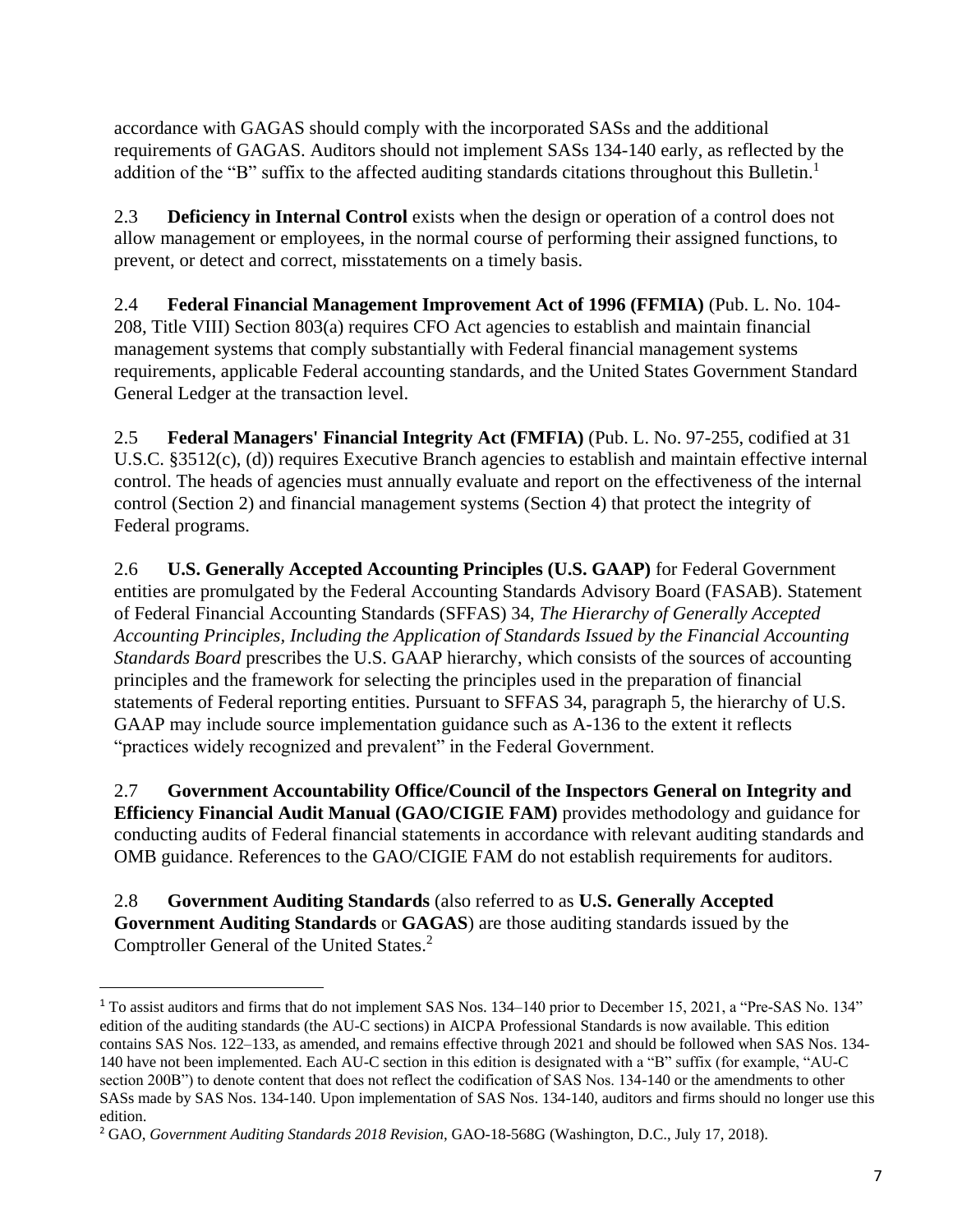accordance with GAGAS should comply with the incorporated SASs and the additional requirements of GAGAS. Auditors should not implement SASs 134-140 early, as reflected by the addition of the "B" suffix to the affected auditing standards citations throughout this Bulletin.[1]

2.3 **Deficiency in Internal Control** exists when the design or operation of a control does not allow management or employees, in the normal course of performing their assigned functions, to prevent, or detect and correct, misstatements on a timely basis.

2.4 **Federal Financial Management Improvement Act of 1996 (FFMIA)** (Pub. L. No. 104-208, Title VIII) Section 803(a) requires CFO Act agencies to establish and maintain financial management systems that comply substantially with Federal financial management systems requirements, applicable Federal accounting standards, and the United States Government Standard General Ledger at the transaction level.

2.5 **Federal Managers' Financial Integrity Act (FMFIA)** (Pub. L. No. 97-255, codified at 31 U.S.C. §3512(c), (d)) requires Executive Branch agencies to establish and maintain effective internal control. The heads of agencies must annually evaluate and report on the effectiveness of the internal control (Section 2) and financial management systems (Section 4) that protect the integrity of Federal programs.

2.6 **U.S. Generally Accepted Accounting Principles (U.S. GAAP)** for Federal Government entities are promulgated by the Federal Accounting Standards Advisory Board (FASAB). Statement of Federal Financial Accounting Standards (SFFAS) 34, *The Hierarchy of Generally Accepted Accounting Principles, Including the Application of Standards Issued by the Financial Accounting Standards Board* prescribes the U.S. GAAP hierarchy, which consists of the sources of accounting principles and the framework for selecting the principles used in the preparation of financial statements of Federal reporting entities. Pursuant to SFFAS 34, paragraph 5, the hierarchy of U.S. GAAP may include source implementation guidance such as A-136 to the extent it reflects "practices widely recognized and prevalent" in the Federal Government.

2.7 **Government Accountability Office/Council of the Inspectors General on Integrity and Efficiency Financial Audit Manual (GAO/CIGIE FAM)** provides methodology and guidance for conducting audits of Federal financial statements in accordance with relevant auditing standards and OMB guidance. References to the GAO/CIGIE FAM do not establish requirements for auditors.

2.8 **Government Auditing Standards** (also referred to as **U.S. Generally Accepted Government Auditing Standards** or **GAGAS**) are those auditing standards issued by the Comptroller General of the United States.[2]

---

[1] To assist auditors and firms that do not implement SAS Nos. 134–140 prior to December 15, 2021, a "Pre-SAS No. 134" edition of the auditing standards (the AU-C sections) in AICPA Professional Standards is now available. This edition contains SAS Nos. 122–133, as amended, and remains effective through 2021 and should be followed when SAS Nos. 134-140 have not been implemented. Each AU-C section in this edition is designated with a "B" suffix (for example, "AU-C section 200B") to denote content that does not reflect the codification of SAS Nos. 134-140 or the amendments to other SASs made by SAS Nos. 134-140. Upon implementation of SAS Nos. 134-140, auditors and firms should no longer use this edition.

[2] GAO, *Government Auditing Standards 2018 Revision*, GAO-18-568G (Washington, D.C., July 17, 2018).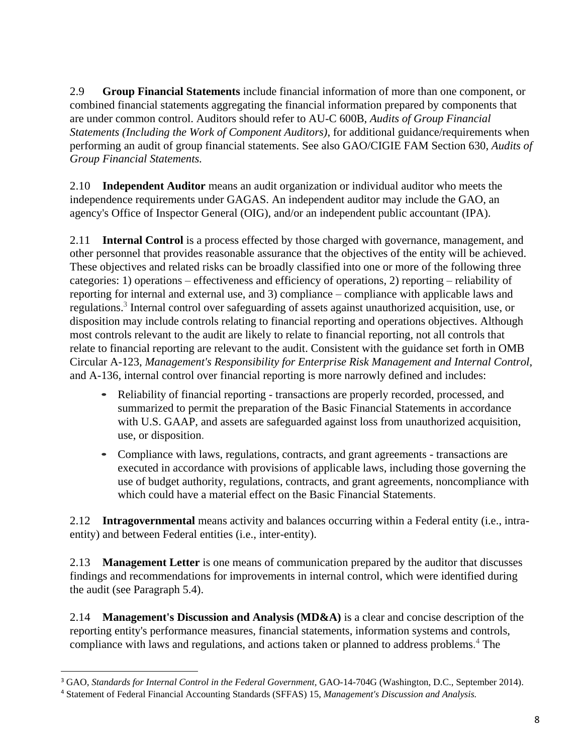2.9 **Group Financial Statements** include financial information of more than one component, or combined financial statements aggregating the financial information prepared by components that are under common control. Auditors should refer to AU-C 600B, *Audits of Group Financial Statements (Including the Work of Component Auditors)*, for additional guidance/requirements when performing an audit of group financial statements. See also GAO/CIGIE FAM Section 630, *Audits of Group Financial Statements.*

2.10 **Independent Auditor** means an audit organization or individual auditor who meets the independence requirements under GAGAS. An independent auditor may include the GAO, an agency's Office of Inspector General (OIG), and/or an independent public accountant (IPA).

2.11 **Internal Control** is a process effected by those charged with governance, management, and other personnel that provides reasonable assurance that the objectives of the entity will be achieved. These objectives and related risks can be broadly classified into one or more of the following three categories: 1) operations – effectiveness and efficiency of operations, 2) reporting – reliability of reporting for internal and external use, and 3) compliance – compliance with applicable laws and regulations.[3] Internal control over safeguarding of assets against unauthorized acquisition, use, or disposition may include controls relating to financial reporting and operations objectives. Although most controls relevant to the audit are likely to relate to financial reporting, not all controls that relate to financial reporting are relevant to the audit. Consistent with the guidance set forth in OMB Circular A-123, *Management's Responsibility for Enterprise Risk Management and Internal Control*, and A-136, internal control over financial reporting is more narrowly defined and includes:

- Reliability of financial reporting - transactions are properly recorded, processed, and summarized to permit the preparation of the Basic Financial Statements in accordance with U.S. GAAP, and assets are safeguarded against loss from unauthorized acquisition, use, or disposition.
- Compliance with laws, regulations, contracts, and grant agreements - transactions are executed in accordance with provisions of applicable laws, including those governing the use of budget authority, regulations, contracts, and grant agreements, noncompliance with which could have a material effect on the Basic Financial Statements.

2.12 **Intragovernmental** means activity and balances occurring within a Federal entity (i.e., intra-entity) and between Federal entities (i.e., inter-entity).

2.13 **Management Letter** is one means of communication prepared by the auditor that discusses findings and recommendations for improvements in internal control, which were identified during the audit (see Paragraph 5.4).

2.14 **Management's Discussion and Analysis (MD&A)** is a clear and concise description of the reporting entity's performance measures, financial statements, information systems and controls, compliance with laws and regulations, and actions taken or planned to address problems.[4] The

---

[3] GAO, *Standards for Internal Control in the Federal Government*, GAO-14-704G (Washington, D.C., September 2014).

[4] Statement of Federal Financial Accounting Standards (SFFAS) 15, *Management's Discussion and Analysis.*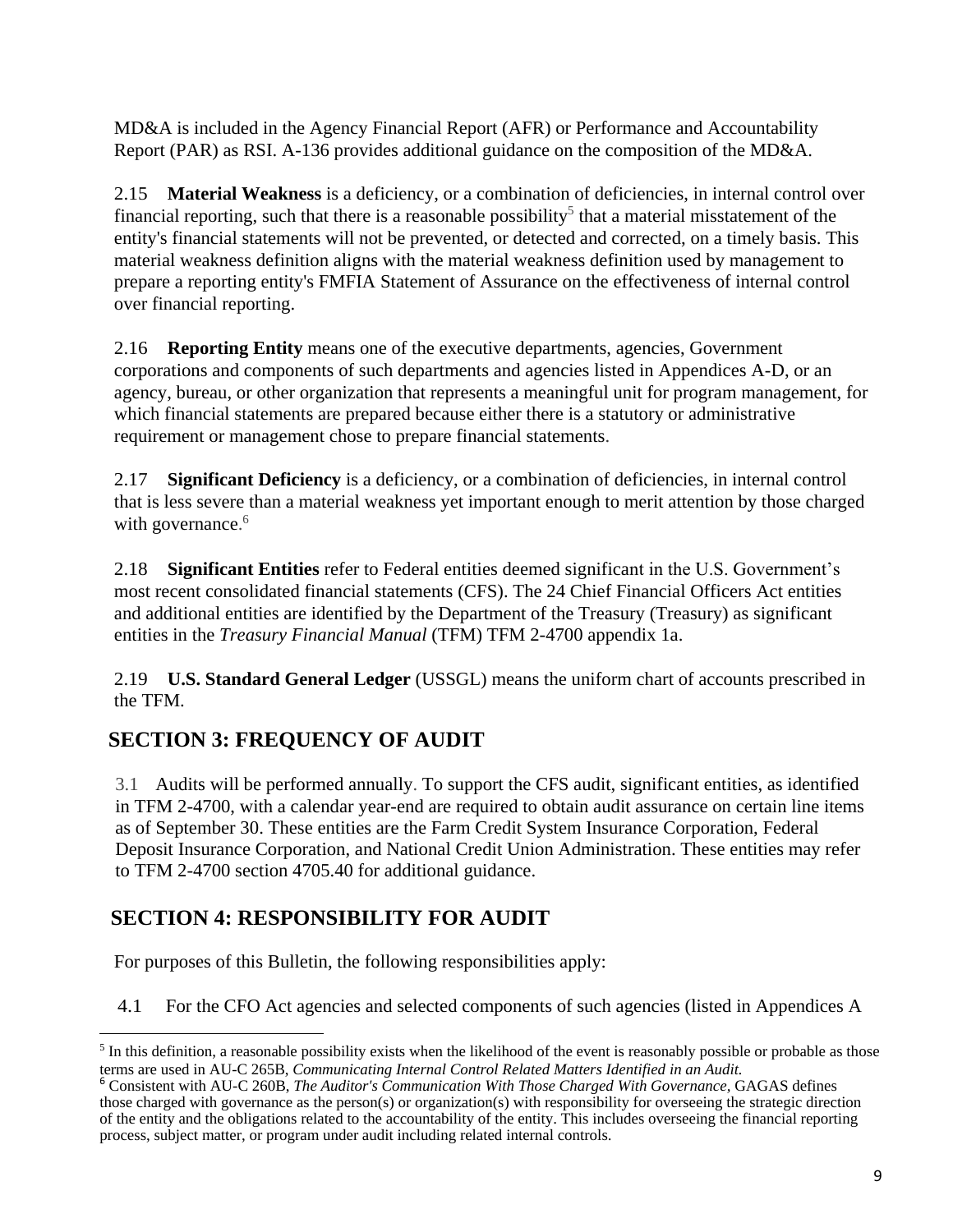MD&A is included in the Agency Financial Report (AFR) or Performance and Accountability Report (PAR) as RSI. A-136 provides additional guidance on the composition of the MD&A.

2.15 **Material Weakness** is a deficiency, or a combination of deficiencies, in internal control over financial reporting, such that there is a reasonable possibility[5] that a material misstatement of the entity's financial statements will not be prevented, or detected and corrected, on a timely basis. This material weakness definition aligns with the material weakness definition used by management to prepare a reporting entity's FMFIA Statement of Assurance on the effectiveness of internal control over financial reporting.

2.16 **Reporting Entity** means one of the executive departments, agencies, Government corporations and components of such departments and agencies listed in Appendices A-D, or an agency, bureau, or other organization that represents a meaningful unit for program management, for which financial statements are prepared because either there is a statutory or administrative requirement or management chose to prepare financial statements.

2.17 **Significant Deficiency** is a deficiency, or a combination of deficiencies, in internal control that is less severe than a material weakness yet important enough to merit attention by those charged with governance.[6]

2.18 **Significant Entities** refer to Federal entities deemed significant in the U.S. Government's most recent consolidated financial statements (CFS). The 24 Chief Financial Officers Act entities and additional entities are identified by the Department of the Treasury (Treasury) as significant entities in the *Treasury Financial Manual* (TFM) TFM 2-4700 appendix 1a.

2.19 **U.S. Standard General Ledger** (USSGL) means the uniform chart of accounts prescribed in the TFM.

## SECTION 3: FREQUENCY OF AUDIT

3.1 Audits will be performed annually. To support the CFS audit, significant entities, as identified in TFM 2-4700, with a calendar year-end are required to obtain audit assurance on certain line items as of September 30. These entities are the Farm Credit System Insurance Corporation, Federal Deposit Insurance Corporation, and National Credit Union Administration. These entities may refer to TFM 2-4700 section 4705.40 for additional guidance.

## SECTION 4: RESPONSIBILITY FOR AUDIT

For purposes of this Bulletin, the following responsibilities apply:

4.1 For the CFO Act agencies and selected components of such agencies (listed in Appendices A

---

[5] In this definition, a reasonable possibility exists when the likelihood of the event is reasonably possible or probable as those terms are used in AU-C 265B, *Communicating Internal Control Related Matters Identified in an Audit.*

[6] Consistent with AU-C 260B, *The Auditor's Communication With Those Charged With Governance,* GAGAS defines those charged with governance as the person(s) or organization(s) with responsibility for overseeing the strategic direction of the entity and the obligations related to the accountability of the entity. This includes overseeing the financial reporting process, subject matter, or program under audit including related internal controls.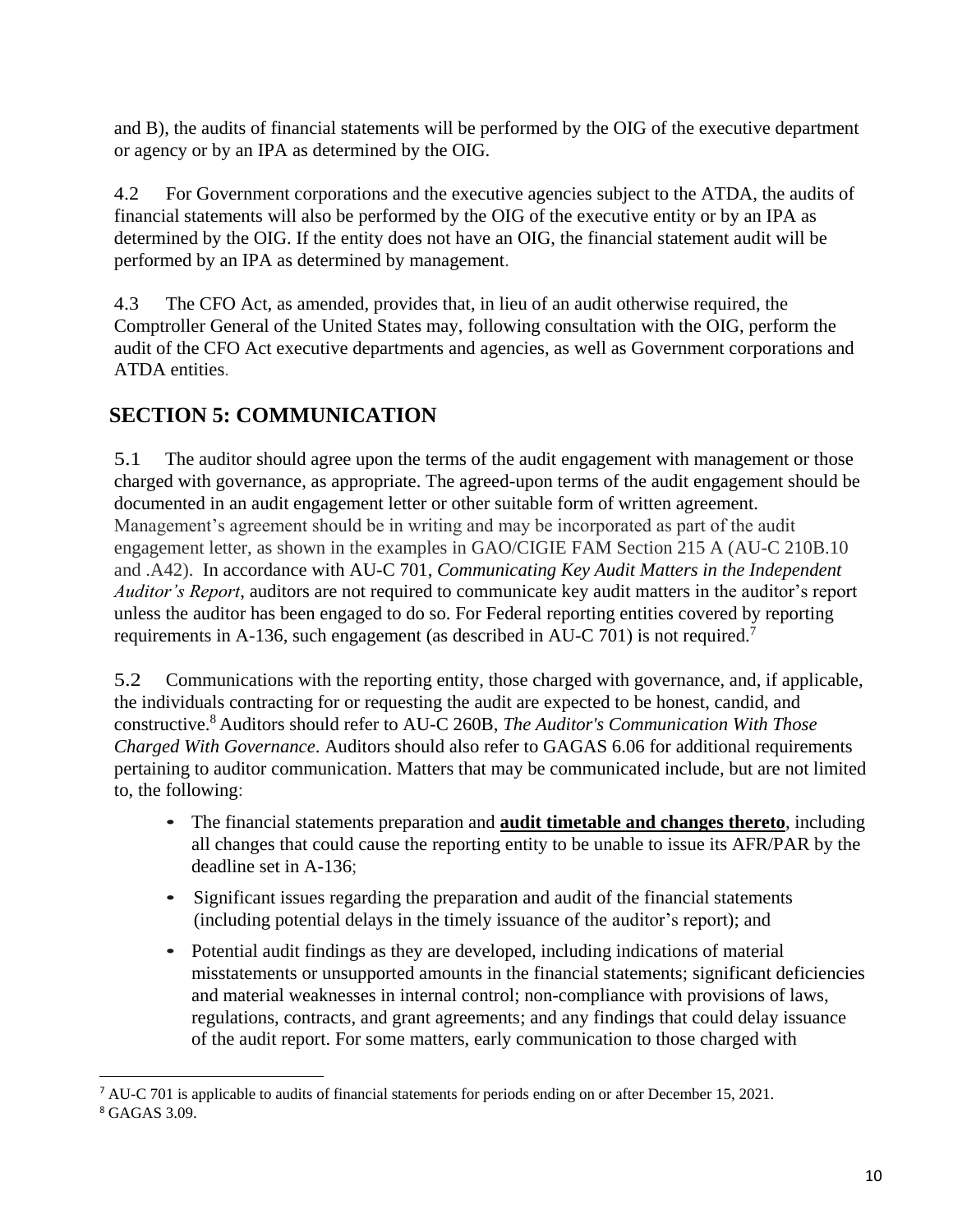and B), the audits of financial statements will be performed by the OIG of the executive department or agency or by an IPA as determined by the OIG.

4.2 For Government corporations and the executive agencies subject to the ATDA, the audits of financial statements will also be performed by the OIG of the executive entity or by an IPA as determined by the OIG. If the entity does not have an OIG, the financial statement audit will be performed by an IPA as determined by management.

4.3 The CFO Act, as amended, provides that, in lieu of an audit otherwise required, the Comptroller General of the United States may, following consultation with the OIG, perform the audit of the CFO Act executive departments and agencies, as well as Government corporations and ATDA entities.

## SECTION 5: COMMUNICATION

5.1 The auditor should agree upon the terms of the audit engagement with management or those charged with governance, as appropriate. The agreed-upon terms of the audit engagement should be documented in an audit engagement letter or other suitable form of written agreement. Management's agreement should be in writing and may be incorporated as part of the audit engagement letter, as shown in the examples in GAO/CIGIE FAM Section 215 A (AU-C 210B.10 and .A42). In accordance with AU-C 701, *Communicating Key Audit Matters in the Independent Auditor's Report*, auditors are not required to communicate key audit matters in the auditor's report unless the auditor has been engaged to do so. For Federal reporting entities covered by reporting requirements in A-136, such engagement (as described in AU-C 701) is not required.[7]

5.2 Communications with the reporting entity, those charged with governance, and, if applicable, the individuals contracting for or requesting the audit are expected to be honest, candid, and constructive.[8] Auditors should refer to AU-C 260B, *The Auditor's Communication With Those Charged With Governance*. Auditors should also refer to GAGAS 6.06 for additional requirements pertaining to auditor communication. Matters that may be communicated include, but are not limited to, the following:

- The financial statements preparation and **audit timetable and changes thereto**, including all changes that could cause the reporting entity to be unable to issue its AFR/PAR by the deadline set in A-136;
- Significant issues regarding the preparation and audit of the financial statements (including potential delays in the timely issuance of the auditor's report); and
- Potential audit findings as they are developed, including indications of material misstatements or unsupported amounts in the financial statements; significant deficiencies and material weaknesses in internal control; non-compliance with provisions of laws, regulations, contracts, and grant agreements; and any findings that could delay issuance of the audit report. For some matters, early communication to those charged with

[7] AU-C 701 is applicable to audits of financial statements for periods ending on or after December 15, 2021.

[8] GAGAS 3.09.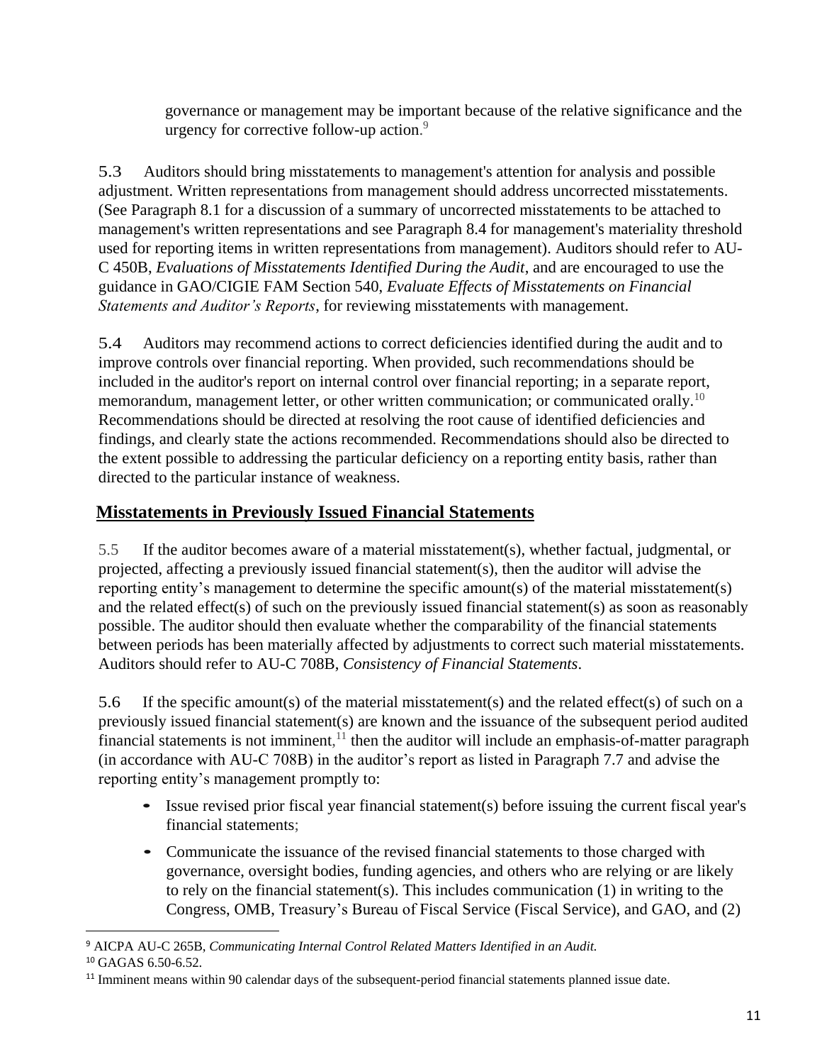governance or management may be important because of the relative significance and the urgency for corrective follow-up action.[9]

5.3 Auditors should bring misstatements to management's attention for analysis and possible adjustment. Written representations from management should address uncorrected misstatements. (See Paragraph 8.1 for a discussion of a summary of uncorrected misstatements to be attached to management's written representations and see Paragraph 8.4 for management's materiality threshold used for reporting items in written representations from management). Auditors should refer to AU-C 450B, *Evaluations of Misstatements Identified During the Audit*, and are encouraged to use the guidance in GAO/CIGIE FAM Section 540, *Evaluate Effects of Misstatements on Financial Statements and Auditor's Reports*, for reviewing misstatements with management.

5.4 Auditors may recommend actions to correct deficiencies identified during the audit and to improve controls over financial reporting. When provided, such recommendations should be included in the auditor's report on internal control over financial reporting; in a separate report, memorandum, management letter, or other written communication; or communicated orally.[10] Recommendations should be directed at resolving the root cause of identified deficiencies and findings, and clearly state the actions recommended. Recommendations should also be directed to the extent possible to addressing the particular deficiency on a reporting entity basis, rather than directed to the particular instance of weakness.

## Misstatements in Previously Issued Financial Statements

5.5 If the auditor becomes aware of a material misstatement(s), whether factual, judgmental, or projected, affecting a previously issued financial statement(s), then the auditor will advise the reporting entity's management to determine the specific amount(s) of the material misstatement(s) and the related effect(s) of such on the previously issued financial statement(s) as soon as reasonably possible. The auditor should then evaluate whether the comparability of the financial statements between periods has been materially affected by adjustments to correct such material misstatements. Auditors should refer to AU-C 708B, *Consistency of Financial Statements*.

5.6 If the specific amount(s) of the material misstatement(s) and the related effect(s) of such on a previously issued financial statement(s) are known and the issuance of the subsequent period audited financial statements is not imminent,[11] then the auditor will include an emphasis-of-matter paragraph (in accordance with AU-C 708B) in the auditor's report as listed in Paragraph 7.7 and advise the reporting entity's management promptly to:

- Issue revised prior fiscal year financial statement(s) before issuing the current fiscal year's financial statements;
- Communicate the issuance of the revised financial statements to those charged with governance, oversight bodies, funding agencies, and others who are relying or are likely to rely on the financial statement(s). This includes communication (1) in writing to the Congress, OMB, Treasury's Bureau of Fiscal Service (Fiscal Service), and GAO, and (2)

---

[9] AICPA AU-C 265B, *Communicating Internal Control Related Matters Identified in an Audit.*

[10] GAGAS 6.50-6.52.

[11] Imminent means within 90 calendar days of the subsequent-period financial statements planned issue date.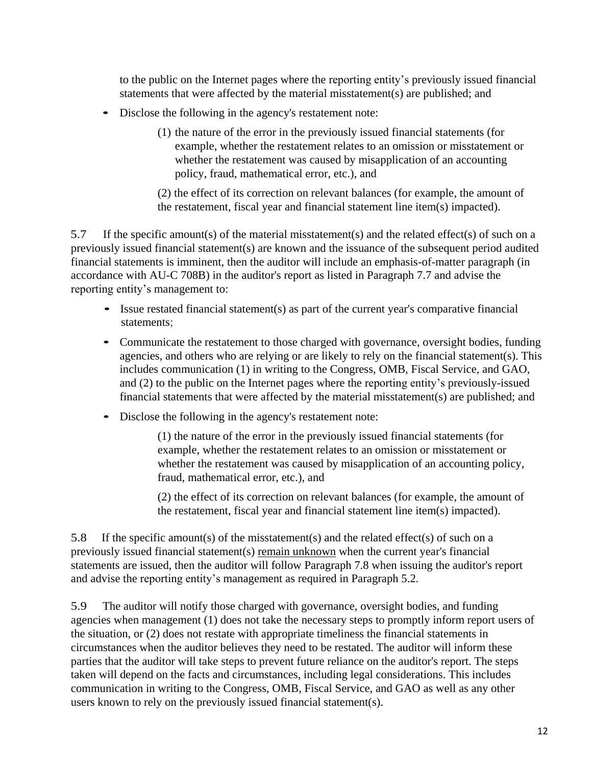to the public on the Internet pages where the reporting entity's previously issued financial statements that were affected by the material misstatement(s) are published; and

- Disclose the following in the agency's restatement note:

    (1) the nature of the error in the previously issued financial statements (for example, whether the restatement relates to an omission or misstatement or whether the restatement was caused by misapplication of an accounting policy, fraud, mathematical error, etc.), and

    (2) the effect of its correction on relevant balances (for example, the amount of the restatement, fiscal year and financial statement line item(s) impacted).

5.7 If the specific amount(s) of the material misstatement(s) and the related effect(s) of such on a previously issued financial statement(s) are known and the issuance of the subsequent period audited financial statements is imminent, then the auditor will include an emphasis-of-matter paragraph (in accordance with AU-C 708B) in the auditor's report as listed in Paragraph 7.7 and advise the reporting entity's management to:

- Issue restated financial statement(s) as part of the current year's comparative financial statements;
- Communicate the restatement to those charged with governance, oversight bodies, funding agencies, and others who are relying or are likely to rely on the financial statement(s). This includes communication (1) in writing to the Congress, OMB, Fiscal Service, and GAO, and (2) to the public on the Internet pages where the reporting entity's previously-issued financial statements that were affected by the material misstatement(s) are published; and
- Disclose the following in the agency's restatement note:

    (1) the nature of the error in the previously issued financial statements (for example, whether the restatement relates to an omission or misstatement or whether the restatement was caused by misapplication of an accounting policy, fraud, mathematical error, etc.), and

    (2) the effect of its correction on relevant balances (for example, the amount of the restatement, fiscal year and financial statement line item(s) impacted).

5.8 If the specific amount(s) of the misstatement(s) and the related effect(s) of such on a previously issued financial statement(s) remain unknown when the current year's financial statements are issued, then the auditor will follow Paragraph 7.8 when issuing the auditor's report and advise the reporting entity's management as required in Paragraph 5.2.

5.9 The auditor will notify those charged with governance, oversight bodies, and funding agencies when management (1) does not take the necessary steps to promptly inform report users of the situation, or (2) does not restate with appropriate timeliness the financial statements in circumstances when the auditor believes they need to be restated. The auditor will inform these parties that the auditor will take steps to prevent future reliance on the auditor's report. The steps taken will depend on the facts and circumstances, including legal considerations. This includes communication in writing to the Congress, OMB, Fiscal Service, and GAO as well as any other users known to rely on the previously issued financial statement(s).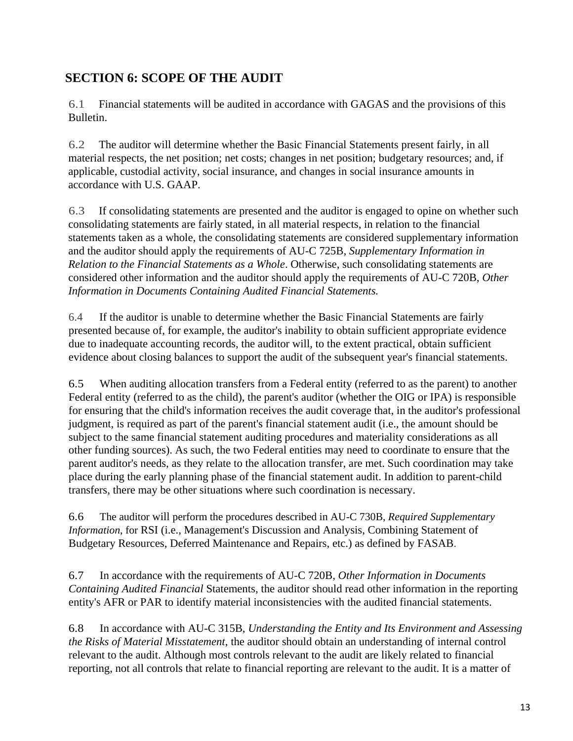## SECTION 6: SCOPE OF THE AUDIT

6.1 Financial statements will be audited in accordance with GAGAS and the provisions of this Bulletin.

6.2 The auditor will determine whether the Basic Financial Statements present fairly, in all material respects, the net position; net costs; changes in net position; budgetary resources; and, if applicable, custodial activity, social insurance, and changes in social insurance amounts in accordance with U.S. GAAP.

6.3 If consolidating statements are presented and the auditor is engaged to opine on whether such consolidating statements are fairly stated, in all material respects, in relation to the financial statements taken as a whole, the consolidating statements are considered supplementary information and the auditor should apply the requirements of AU-C 725B, *Supplementary Information in Relation to the Financial Statements as a Whole*. Otherwise, such consolidating statements are considered other information and the auditor should apply the requirements of AU-C 720B, *Other Information in Documents Containing Audited Financial Statements.*

6.4 If the auditor is unable to determine whether the Basic Financial Statements are fairly presented because of, for example, the auditor's inability to obtain sufficient appropriate evidence due to inadequate accounting records, the auditor will, to the extent practical, obtain sufficient evidence about closing balances to support the audit of the subsequent year's financial statements.

6.5 When auditing allocation transfers from a Federal entity (referred to as the parent) to another Federal entity (referred to as the child), the parent's auditor (whether the OIG or IPA) is responsible for ensuring that the child's information receives the audit coverage that, in the auditor's professional judgment, is required as part of the parent's financial statement audit (i.e., the amount should be subject to the same financial statement auditing procedures and materiality considerations as all other funding sources). As such, the two Federal entities may need to coordinate to ensure that the parent auditor's needs, as they relate to the allocation transfer, are met. Such coordination may take place during the early planning phase of the financial statement audit. In addition to parent-child transfers, there may be other situations where such coordination is necessary.

6.6 The auditor will perform the procedures described in AU-C 730B, *Required Supplementary Information*, for RSI (i.e., Management's Discussion and Analysis, Combining Statement of Budgetary Resources, Deferred Maintenance and Repairs, etc.) as defined by FASAB.

6.7 In accordance with the requirements of AU-C 720B, *Other Information in Documents Containing Audited Financial* Statements, the auditor should read other information in the reporting entity's AFR or PAR to identify material inconsistencies with the audited financial statements.

6.8 In accordance with AU-C 315B, *Understanding the Entity and Its Environment and Assessing the Risks of Material Misstatement*, the auditor should obtain an understanding of internal control relevant to the audit. Although most controls relevant to the audit are likely related to financial reporting, not all controls that relate to financial reporting are relevant to the audit. It is a matter of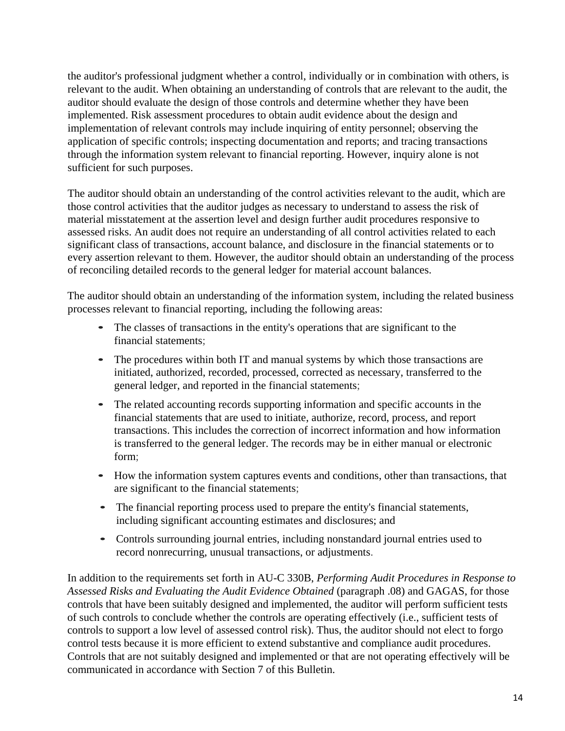the auditor's professional judgment whether a control, individually or in combination with others, is relevant to the audit. When obtaining an understanding of controls that are relevant to the audit, the auditor should evaluate the design of those controls and determine whether they have been implemented. Risk assessment procedures to obtain audit evidence about the design and implementation of relevant controls may include inquiring of entity personnel; observing the application of specific controls; inspecting documentation and reports; and tracing transactions through the information system relevant to financial reporting. However, inquiry alone is not sufficient for such purposes.

The auditor should obtain an understanding of the control activities relevant to the audit, which are those control activities that the auditor judges as necessary to understand to assess the risk of material misstatement at the assertion level and design further audit procedures responsive to assessed risks. An audit does not require an understanding of all control activities related to each significant class of transactions, account balance, and disclosure in the financial statements or to every assertion relevant to them. However, the auditor should obtain an understanding of the process of reconciling detailed records to the general ledger for material account balances.

The auditor should obtain an understanding of the information system, including the related business processes relevant to financial reporting, including the following areas:

- The classes of transactions in the entity's operations that are significant to the financial statements;
- The procedures within both IT and manual systems by which those transactions are initiated, authorized, recorded, processed, corrected as necessary, transferred to the general ledger, and reported in the financial statements;
- The related accounting records supporting information and specific accounts in the financial statements that are used to initiate, authorize, record, process, and report transactions. This includes the correction of incorrect information and how information is transferred to the general ledger. The records may be in either manual or electronic form;
- How the information system captures events and conditions, other than transactions, that are significant to the financial statements;
- The financial reporting process used to prepare the entity's financial statements, including significant accounting estimates and disclosures; and
- Controls surrounding journal entries, including nonstandard journal entries used to record nonrecurring, unusual transactions, or adjustments.

In addition to the requirements set forth in AU-C 330B, *Performing Audit Procedures in Response to Assessed Risks and Evaluating the Audit Evidence Obtained* (paragraph .08) and GAGAS, for those controls that have been suitably designed and implemented, the auditor will perform sufficient tests of such controls to conclude whether the controls are operating effectively (i.e., sufficient tests of controls to support a low level of assessed control risk). Thus, the auditor should not elect to forgo control tests because it is more efficient to extend substantive and compliance audit procedures. Controls that are not suitably designed and implemented or that are not operating effectively will be communicated in accordance with Section 7 of this Bulletin.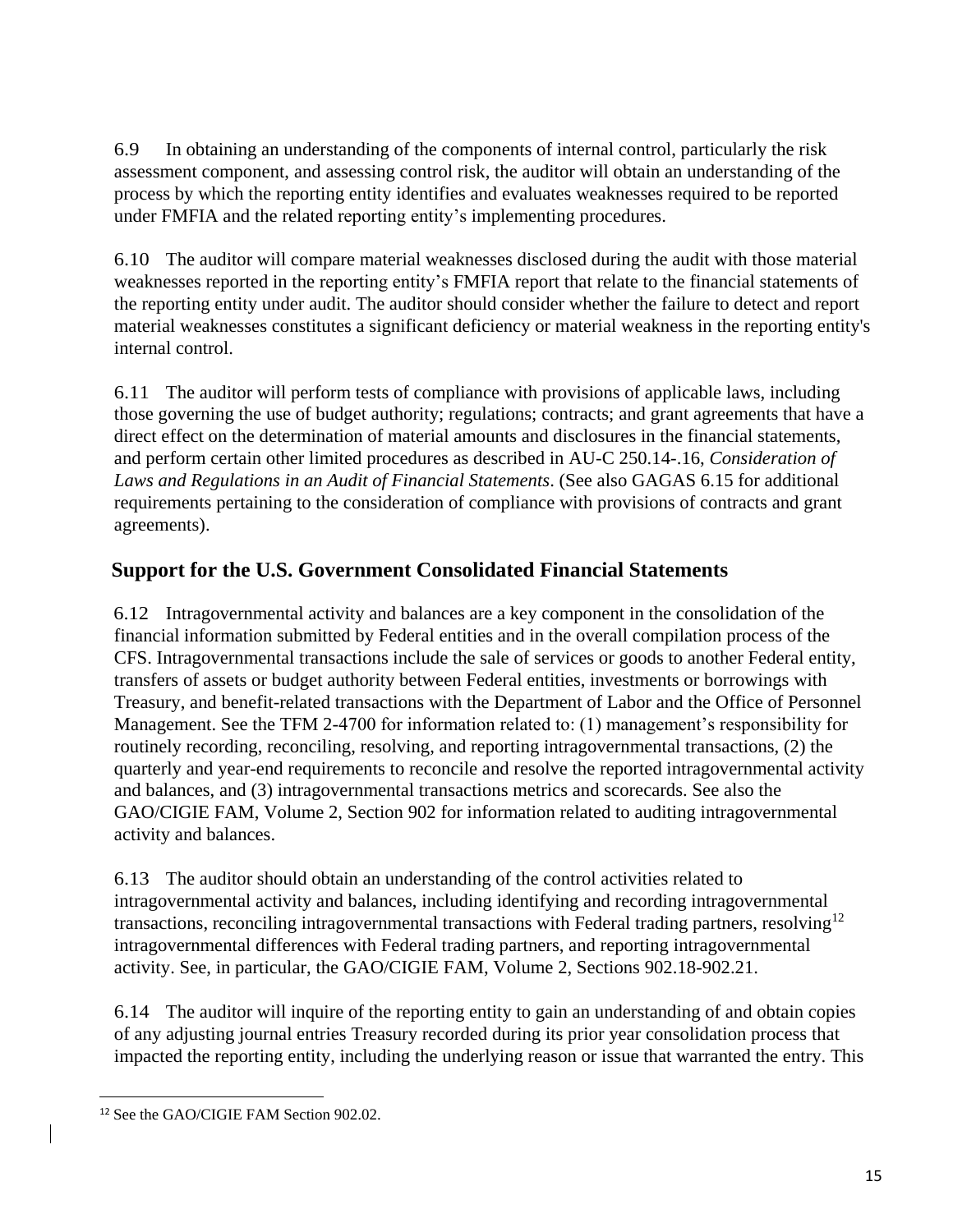6.9 In obtaining an understanding of the components of internal control, particularly the risk assessment component, and assessing control risk, the auditor will obtain an understanding of the process by which the reporting entity identifies and evaluates weaknesses required to be reported under FMFIA and the related reporting entity's implementing procedures.

6.10 The auditor will compare material weaknesses disclosed during the audit with those material weaknesses reported in the reporting entity's FMFIA report that relate to the financial statements of the reporting entity under audit. The auditor should consider whether the failure to detect and report material weaknesses constitutes a significant deficiency or material weakness in the reporting entity's internal control.

6.11 The auditor will perform tests of compliance with provisions of applicable laws, including those governing the use of budget authority; regulations; contracts; and grant agreements that have a direct effect on the determination of material amounts and disclosures in the financial statements, and perform certain other limited procedures as described in AU-C 250.14-.16, *Consideration of Laws and Regulations in an Audit of Financial Statements*. (See also GAGAS 6.15 for additional requirements pertaining to the consideration of compliance with provisions of contracts and grant agreements).

## Support for the U.S. Government Consolidated Financial Statements

6.12 Intragovernmental activity and balances are a key component in the consolidation of the financial information submitted by Federal entities and in the overall compilation process of the CFS. Intragovernmental transactions include the sale of services or goods to another Federal entity, transfers of assets or budget authority between Federal entities, investments or borrowings with Treasury, and benefit-related transactions with the Department of Labor and the Office of Personnel Management. See the TFM 2-4700 for information related to: (1) management's responsibility for routinely recording, reconciling, resolving, and reporting intragovernmental transactions, (2) the quarterly and year-end requirements to reconcile and resolve the reported intragovernmental activity and balances, and (3) intragovernmental transactions metrics and scorecards. See also the GAO/CIGIE FAM, Volume 2, Section 902 for information related to auditing intragovernmental activity and balances.

6.13 The auditor should obtain an understanding of the control activities related to intragovernmental activity and balances, including identifying and recording intragovernmental transactions, reconciling intragovernmental transactions with Federal trading partners, resolving[12] intragovernmental differences with Federal trading partners, and reporting intragovernmental activity. See, in particular, the GAO/CIGIE FAM, Volume 2, Sections 902.18-902.21.

6.14 The auditor will inquire of the reporting entity to gain an understanding of and obtain copies of any adjusting journal entries Treasury recorded during its prior year consolidation process that impacted the reporting entity, including the underlying reason or issue that warranted the entry. This

[12] See the GAO/CIGIE FAM Section 902.02.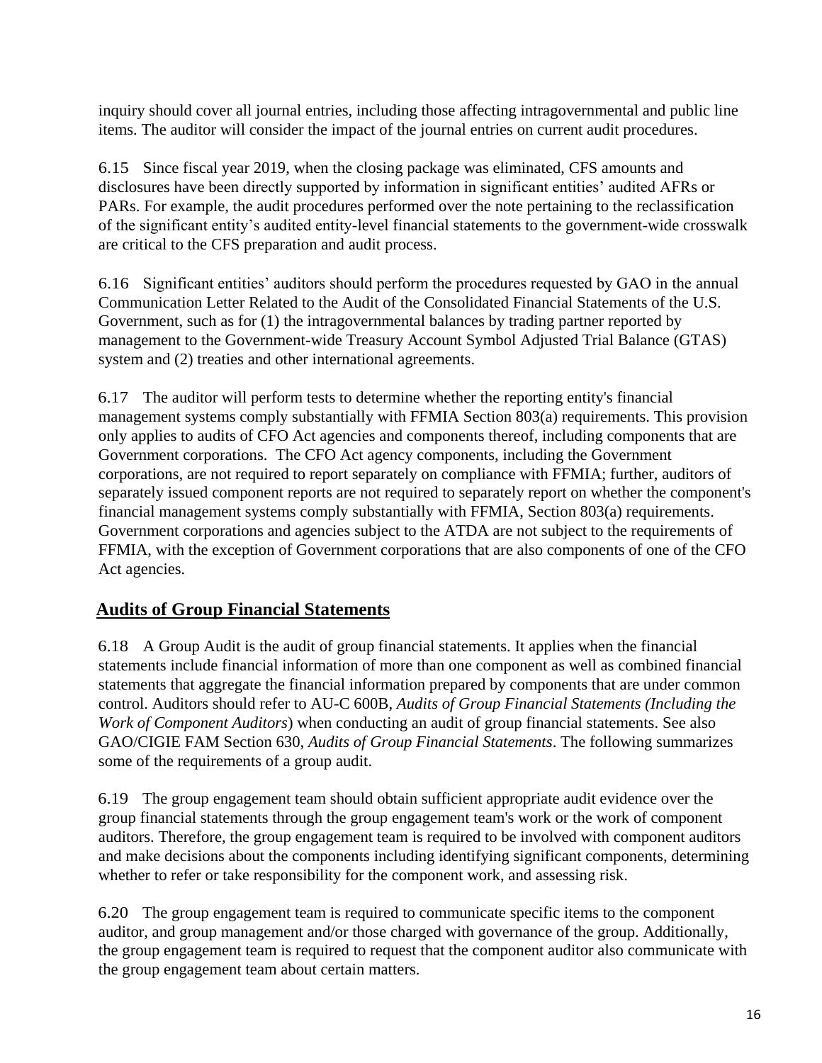inquiry should cover all journal entries, including those affecting intragovernmental and public line items. The auditor will consider the impact of the journal entries on current audit procedures.

6.15 Since fiscal year 2019, when the closing package was eliminated, CFS amounts and disclosures have been directly supported by information in significant entities' audited AFRs or PARs. For example, the audit procedures performed over the note pertaining to the reclassification of the significant entity's audited entity-level financial statements to the government-wide crosswalk are critical to the CFS preparation and audit process.

6.16 Significant entities' auditors should perform the procedures requested by GAO in the annual Communication Letter Related to the Audit of the Consolidated Financial Statements of the U.S. Government, such as for (1) the intragovernmental balances by trading partner reported by management to the Government-wide Treasury Account Symbol Adjusted Trial Balance (GTAS) system and (2) treaties and other international agreements.

6.17 The auditor will perform tests to determine whether the reporting entity's financial management systems comply substantially with FFMIA Section 803(a) requirements. This provision only applies to audits of CFO Act agencies and components thereof, including components that are Government corporations. The CFO Act agency components, including the Government corporations, are not required to report separately on compliance with FFMIA; further, auditors of separately issued component reports are not required to separately report on whether the component's financial management systems comply substantially with FFMIA, Section 803(a) requirements. Government corporations and agencies subject to the ATDA are not subject to the requirements of FFMIA, with the exception of Government corporations that are also components of one of the CFO Act agencies.

## Audits of Group Financial Statements

6.18 A Group Audit is the audit of group financial statements. It applies when the financial statements include financial information of more than one component as well as combined financial statements that aggregate the financial information prepared by components that are under common control. Auditors should refer to AU-C 600B, *Audits of Group Financial Statements (Including the Work of Component Auditors*) when conducting an audit of group financial statements. See also GAO/CIGIE FAM Section 630, *Audits of Group Financial Statements*. The following summarizes some of the requirements of a group audit.

6.19 The group engagement team should obtain sufficient appropriate audit evidence over the group financial statements through the group engagement team's work or the work of component auditors. Therefore, the group engagement team is required to be involved with component auditors and make decisions about the components including identifying significant components, determining whether to refer or take responsibility for the component work, and assessing risk.

6.20 The group engagement team is required to communicate specific items to the component auditor, and group management and/or those charged with governance of the group. Additionally, the group engagement team is required to request that the component auditor also communicate with the group engagement team about certain matters.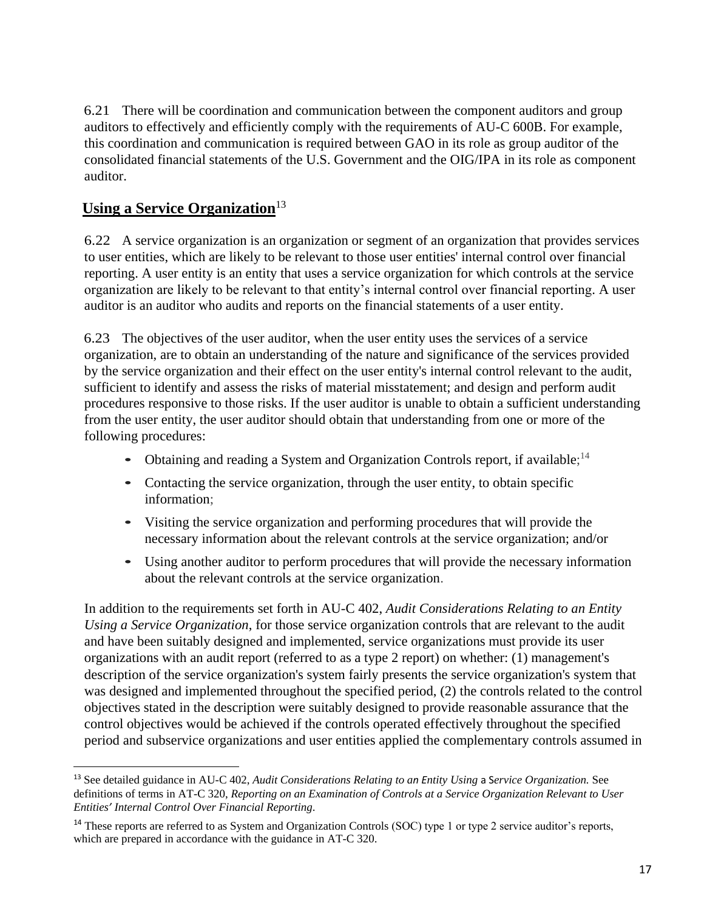6.21 There will be coordination and communication between the component auditors and group auditors to effectively and efficiently comply with the requirements of AU-C 600B. For example, this coordination and communication is required between GAO in its role as group auditor of the consolidated financial statements of the U.S. Government and the OIG/IPA in its role as component auditor.

## Using a Service Organization[13]

6.22 A service organization is an organization or segment of an organization that provides services to user entities, which are likely to be relevant to those user entities' internal control over financial reporting. A user entity is an entity that uses a service organization for which controls at the service organization are likely to be relevant to that entity's internal control over financial reporting. A user auditor is an auditor who audits and reports on the financial statements of a user entity.

6.23 The objectives of the user auditor, when the user entity uses the services of a service organization, are to obtain an understanding of the nature and significance of the services provided by the service organization and their effect on the user entity's internal control relevant to the audit, sufficient to identify and assess the risks of material misstatement; and design and perform audit procedures responsive to those risks. If the user auditor is unable to obtain a sufficient understanding from the user entity, the user auditor should obtain that understanding from one or more of the following procedures:

- Obtaining and reading a System and Organization Controls report, if available;[14]
- Contacting the service organization, through the user entity, to obtain specific information;
- Visiting the service organization and performing procedures that will provide the necessary information about the relevant controls at the service organization; and/or
- Using another auditor to perform procedures that will provide the necessary information about the relevant controls at the service organization.

In addition to the requirements set forth in AU-C 402, *Audit Considerations Relating to an Entity Using a Service Organization*, for those service organization controls that are relevant to the audit and have been suitably designed and implemented, service organizations must provide its user organizations with an audit report (referred to as a type 2 report) on whether: (1) management's description of the service organization's system fairly presents the service organization's system that was designed and implemented throughout the specified period, (2) the controls related to the control objectives stated in the description were suitably designed to provide reasonable assurance that the control objectives would be achieved if the controls operated effectively throughout the specified period and subservice organizations and user entities applied the complementary controls assumed in

---

[13] See detailed guidance in AU-C 402, *Audit Considerations Relating to an Entity Using a Service Organization.* See definitions of terms in AT-C 320, *Reporting on an Examination of Controls at a Service Organization Relevant to User Entities' Internal Control Over Financial Reporting*.

[14] These reports are referred to as System and Organization Controls (SOC) type 1 or type 2 service auditor's reports, which are prepared in accordance with the guidance in AT-C 320.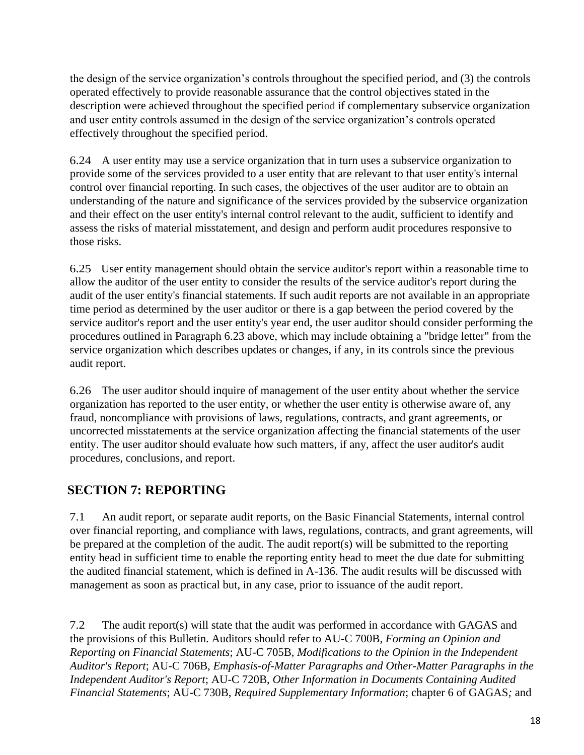the design of the service organization's controls throughout the specified period, and (3) the controls operated effectively to provide reasonable assurance that the control objectives stated in the description were achieved throughout the specified period if complementary subservice organization and user entity controls assumed in the design of the service organization's controls operated effectively throughout the specified period.

6.24 A user entity may use a service organization that in turn uses a subservice organization to provide some of the services provided to a user entity that are relevant to that user entity's internal control over financial reporting. In such cases, the objectives of the user auditor are to obtain an understanding of the nature and significance of the services provided by the subservice organization and their effect on the user entity's internal control relevant to the audit, sufficient to identify and assess the risks of material misstatement, and design and perform audit procedures responsive to those risks.

6.25 User entity management should obtain the service auditor's report within a reasonable time to allow the auditor of the user entity to consider the results of the service auditor's report during the audit of the user entity's financial statements. If such audit reports are not available in an appropriate time period as determined by the user auditor or there is a gap between the period covered by the service auditor's report and the user entity's year end, the user auditor should consider performing the procedures outlined in Paragraph 6.23 above, which may include obtaining a "bridge letter" from the service organization which describes updates or changes, if any, in its controls since the previous audit report.

6.26 The user auditor should inquire of management of the user entity about whether the service organization has reported to the user entity, or whether the user entity is otherwise aware of, any fraud, noncompliance with provisions of laws, regulations, contracts, and grant agreements, or uncorrected misstatements at the service organization affecting the financial statements of the user entity. The user auditor should evaluate how such matters, if any, affect the user auditor's audit procedures, conclusions, and report.

## SECTION 7: REPORTING

7.1 An audit report, or separate audit reports, on the Basic Financial Statements, internal control over financial reporting, and compliance with laws, regulations, contracts, and grant agreements, will be prepared at the completion of the audit. The audit report(s) will be submitted to the reporting entity head in sufficient time to enable the reporting entity head to meet the due date for submitting the audited financial statement, which is defined in A-136. The audit results will be discussed with management as soon as practical but, in any case, prior to issuance of the audit report.

7.2 The audit report(s) will state that the audit was performed in accordance with GAGAS and the provisions of this Bulletin. Auditors should refer to AU-C 700B, *Forming an Opinion and Reporting on Financial Statements*; AU-C 705B, *Modifications to the Opinion in the Independent Auditor's Report*; AU-C 706B, *Emphasis-of-Matter Paragraphs and Other-Matter Paragraphs in the Independent Auditor's Report*; AU-C 720B, *Other Information in Documents Containing Audited Financial Statements*; AU-C 730B, *Required Supplementary Information*; chapter 6 of GAGAS*;* and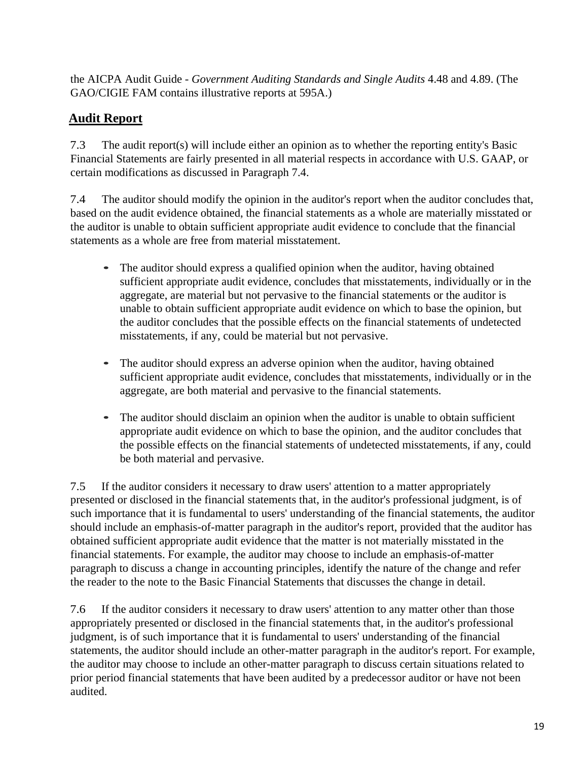the AICPA Audit Guide - *Government Auditing Standards and Single Audits* 4.48 and 4.89. (The GAO/CIGIE FAM contains illustrative reports at 595A.)

## Audit Report

7.3 The audit report(s) will include either an opinion as to whether the reporting entity's Basic Financial Statements are fairly presented in all material respects in accordance with U.S. GAAP, or certain modifications as discussed in Paragraph 7.4.

7.4 The auditor should modify the opinion in the auditor's report when the auditor concludes that, based on the audit evidence obtained, the financial statements as a whole are materially misstated or the auditor is unable to obtain sufficient appropriate audit evidence to conclude that the financial statements as a whole are free from material misstatement.

- The auditor should express a qualified opinion when the auditor, having obtained sufficient appropriate audit evidence, concludes that misstatements, individually or in the aggregate, are material but not pervasive to the financial statements or the auditor is unable to obtain sufficient appropriate audit evidence on which to base the opinion, but the auditor concludes that the possible effects on the financial statements of undetected misstatements, if any, could be material but not pervasive.

- The auditor should express an adverse opinion when the auditor, having obtained sufficient appropriate audit evidence, concludes that misstatements, individually or in the aggregate, are both material and pervasive to the financial statements.

- The auditor should disclaim an opinion when the auditor is unable to obtain sufficient appropriate audit evidence on which to base the opinion, and the auditor concludes that the possible effects on the financial statements of undetected misstatements, if any, could be both material and pervasive.

7.5 If the auditor considers it necessary to draw users' attention to a matter appropriately presented or disclosed in the financial statements that, in the auditor's professional judgment, is of such importance that it is fundamental to users' understanding of the financial statements, the auditor should include an emphasis-of-matter paragraph in the auditor's report, provided that the auditor has obtained sufficient appropriate audit evidence that the matter is not materially misstated in the financial statements. For example, the auditor may choose to include an emphasis-of-matter paragraph to discuss a change in accounting principles, identify the nature of the change and refer the reader to the note to the Basic Financial Statements that discusses the change in detail.

7.6 If the auditor considers it necessary to draw users' attention to any matter other than those appropriately presented or disclosed in the financial statements that, in the auditor's professional judgment, is of such importance that it is fundamental to users' understanding of the financial statements, the auditor should include an other-matter paragraph in the auditor's report. For example, the auditor may choose to include an other-matter paragraph to discuss certain situations related to prior period financial statements that have been audited by a predecessor auditor or have not been audited.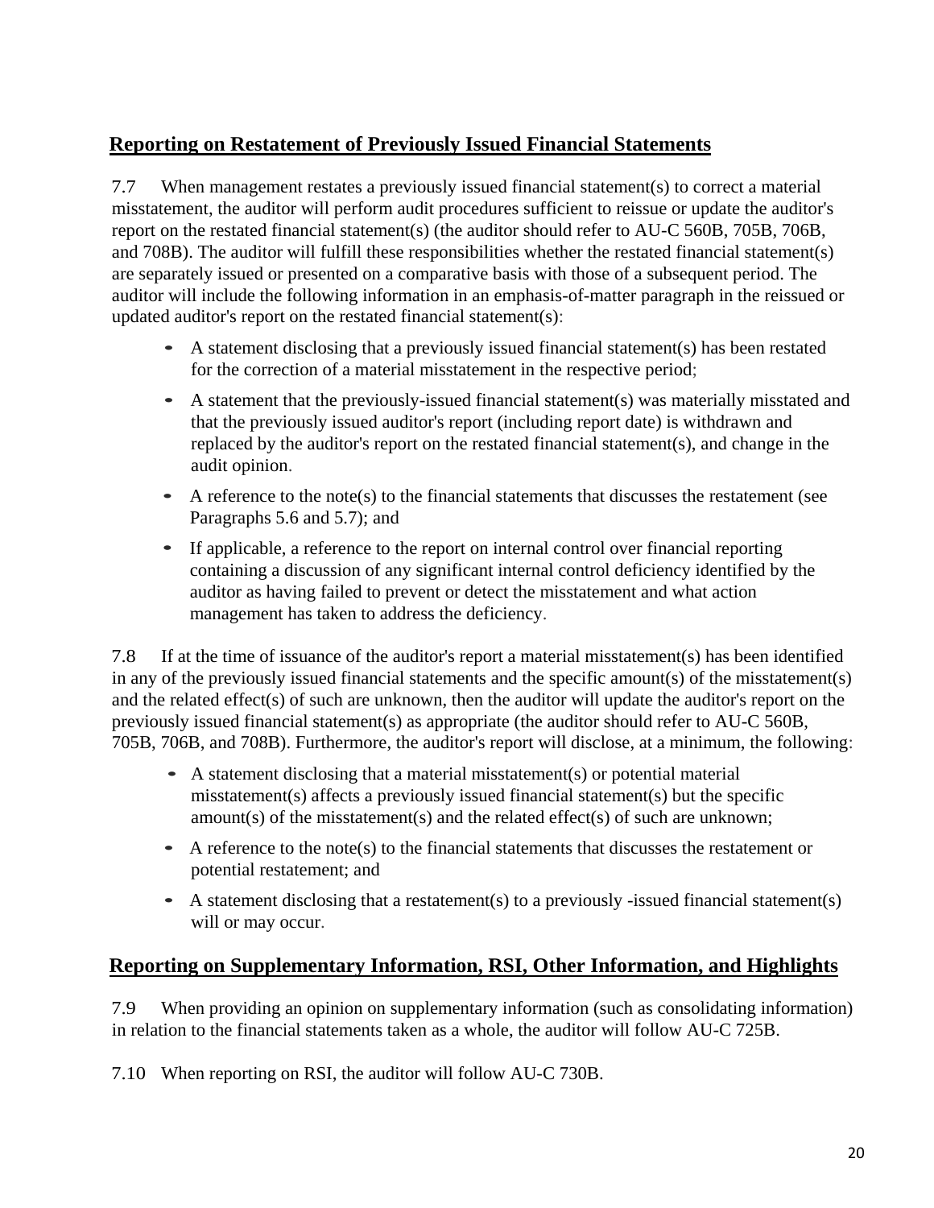## Reporting on Restatement of Previously Issued Financial Statements

7.7 When management restates a previously issued financial statement(s) to correct a material misstatement, the auditor will perform audit procedures sufficient to reissue or update the auditor's report on the restated financial statement(s) (the auditor should refer to AU-C 560B, 705B, 706B, and 708B). The auditor will fulfill these responsibilities whether the restated financial statement(s) are separately issued or presented on a comparative basis with those of a subsequent period. The auditor will include the following information in an emphasis-of-matter paragraph in the reissued or updated auditor's report on the restated financial statement(s):

- A statement disclosing that a previously issued financial statement(s) has been restated for the correction of a material misstatement in the respective period;
- A statement that the previously-issued financial statement(s) was materially misstated and that the previously issued auditor's report (including report date) is withdrawn and replaced by the auditor's report on the restated financial statement(s), and change in the audit opinion.
- A reference to the note(s) to the financial statements that discusses the restatement (see Paragraphs 5.6 and 5.7); and
- If applicable, a reference to the report on internal control over financial reporting containing a discussion of any significant internal control deficiency identified by the auditor as having failed to prevent or detect the misstatement and what action management has taken to address the deficiency.

7.8 If at the time of issuance of the auditor's report a material misstatement(s) has been identified in any of the previously issued financial statements and the specific amount(s) of the misstatement(s) and the related effect(s) of such are unknown, then the auditor will update the auditor's report on the previously issued financial statement(s) as appropriate (the auditor should refer to AU-C 560B, 705B, 706B, and 708B). Furthermore, the auditor's report will disclose, at a minimum, the following:

- A statement disclosing that a material misstatement(s) or potential material misstatement(s) affects a previously issued financial statement(s) but the specific amount(s) of the misstatement(s) and the related effect(s) of such are unknown;
- A reference to the note(s) to the financial statements that discusses the restatement or potential restatement; and
- A statement disclosing that a restatement(s) to a previously -issued financial statement(s) will or may occur.

## Reporting on Supplementary Information, RSI, Other Information, and Highlights

7.9 When providing an opinion on supplementary information (such as consolidating information) in relation to the financial statements taken as a whole, the auditor will follow AU-C 725B.

7.10 When reporting on RSI, the auditor will follow AU-C 730B.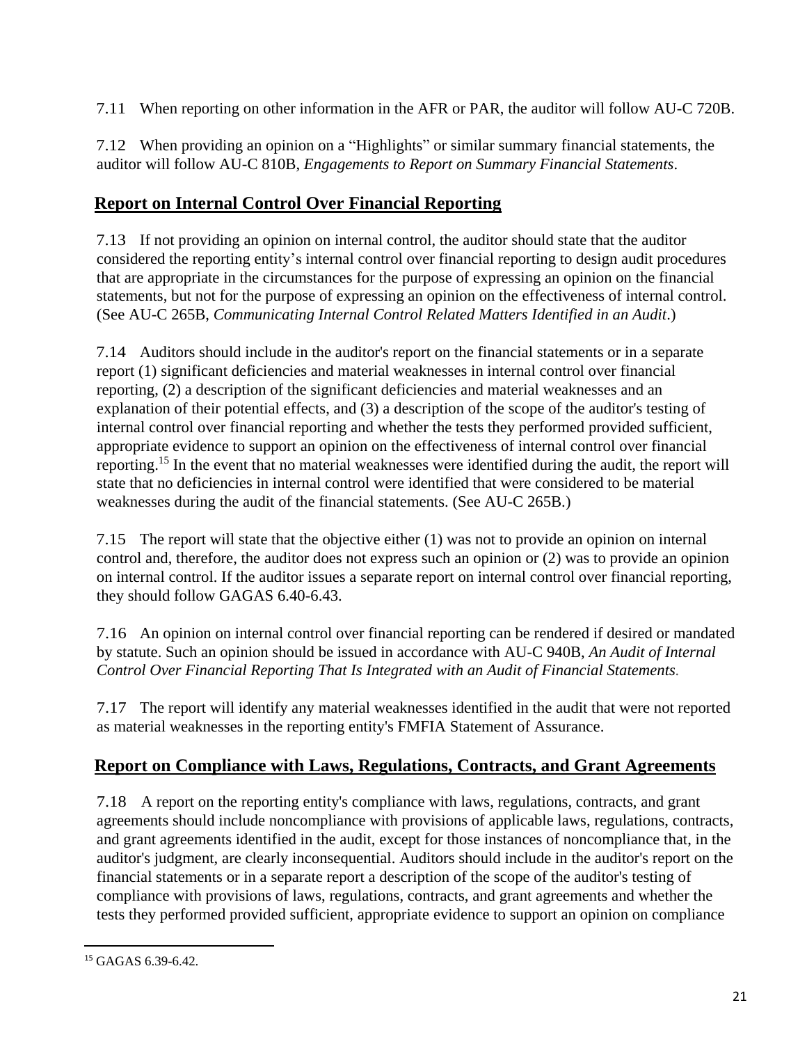7.11 When reporting on other information in the AFR or PAR, the auditor will follow AU-C 720B.

7.12 When providing an opinion on a "Highlights" or similar summary financial statements, the auditor will follow AU-C 810B, *Engagements to Report on Summary Financial Statements*.

## Report on Internal Control Over Financial Reporting

7.13 If not providing an opinion on internal control, the auditor should state that the auditor considered the reporting entity's internal control over financial reporting to design audit procedures that are appropriate in the circumstances for the purpose of expressing an opinion on the financial statements, but not for the purpose of expressing an opinion on the effectiveness of internal control. (See AU-C 265B, *Communicating Internal Control Related Matters Identified in an Audit*.)

7.14 Auditors should include in the auditor's report on the financial statements or in a separate report (1) significant deficiencies and material weaknesses in internal control over financial reporting, (2) a description of the significant deficiencies and material weaknesses and an explanation of their potential effects, and (3) a description of the scope of the auditor's testing of internal control over financial reporting and whether the tests they performed provided sufficient, appropriate evidence to support an opinion on the effectiveness of internal control over financial reporting.[15] In the event that no material weaknesses were identified during the audit, the report will state that no deficiencies in internal control were identified that were considered to be material weaknesses during the audit of the financial statements. (See AU-C 265B.)

7.15 The report will state that the objective either (1) was not to provide an opinion on internal control and, therefore, the auditor does not express such an opinion or (2) was to provide an opinion on internal control. If the auditor issues a separate report on internal control over financial reporting, they should follow GAGAS 6.40-6.43.

7.16 An opinion on internal control over financial reporting can be rendered if desired or mandated by statute. Such an opinion should be issued in accordance with AU-C 940B, *An Audit of Internal Control Over Financial Reporting That Is Integrated with an Audit of Financial Statements*.

7.17 The report will identify any material weaknesses identified in the audit that were not reported as material weaknesses in the reporting entity's FMFIA Statement of Assurance.

## Report on Compliance with Laws, Regulations, Contracts, and Grant Agreements

7.18 A report on the reporting entity's compliance with laws, regulations, contracts, and grant agreements should include noncompliance with provisions of applicable laws, regulations, contracts, and grant agreements identified in the audit, except for those instances of noncompliance that, in the auditor's judgment, are clearly inconsequential. Auditors should include in the auditor's report on the financial statements or in a separate report a description of the scope of the auditor's testing of compliance with provisions of laws, regulations, contracts, and grant agreements and whether the tests they performed provided sufficient, appropriate evidence to support an opinion on compliance

---

[15] GAGAS 6.39-6.42.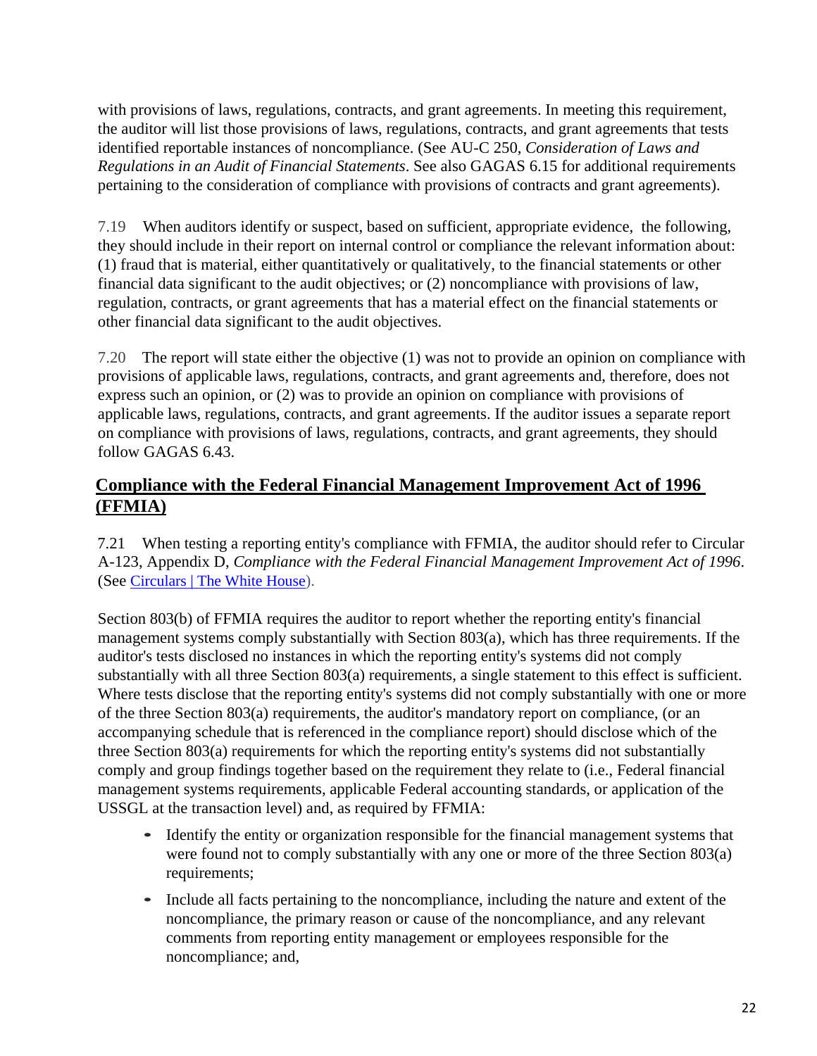with provisions of laws, regulations, contracts, and grant agreements. In meeting this requirement, the auditor will list those provisions of laws, regulations, contracts, and grant agreements that tests identified reportable instances of noncompliance. (See AU-C 250, *Consideration of Laws and Regulations in an Audit of Financial Statements*. See also GAGAS 6.15 for additional requirements pertaining to the consideration of compliance with provisions of contracts and grant agreements).

7.19 When auditors identify or suspect, based on sufficient, appropriate evidence, the following, they should include in their report on internal control or compliance the relevant information about: (1) fraud that is material, either quantitatively or qualitatively, to the financial statements or other financial data significant to the audit objectives; or (2) noncompliance with provisions of law, regulation, contracts, or grant agreements that has a material effect on the financial statements or other financial data significant to the audit objectives.

7.20 The report will state either the objective (1) was not to provide an opinion on compliance with provisions of applicable laws, regulations, contracts, and grant agreements and, therefore, does not express such an opinion, or (2) was to provide an opinion on compliance with provisions of applicable laws, regulations, contracts, and grant agreements. If the auditor issues a separate report on compliance with provisions of laws, regulations, contracts, and grant agreements, they should follow GAGAS 6.43.

## Compliance with the Federal Financial Management Improvement Act of 1996 (FFMIA)

7.21 When testing a reporting entity's compliance with FFMIA, the auditor should refer to Circular A-123, Appendix D, *Compliance with the Federal Financial Management Improvement Act of 1996*. (See Circulars | The White House).

Section 803(b) of FFMIA requires the auditor to report whether the reporting entity's financial management systems comply substantially with Section 803(a), which has three requirements. If the auditor's tests disclosed no instances in which the reporting entity's systems did not comply substantially with all three Section 803(a) requirements, a single statement to this effect is sufficient. Where tests disclose that the reporting entity's systems did not comply substantially with one or more of the three Section 803(a) requirements, the auditor's mandatory report on compliance, (or an accompanying schedule that is referenced in the compliance report) should disclose which of the three Section 803(a) requirements for which the reporting entity's systems did not substantially comply and group findings together based on the requirement they relate to (i.e., Federal financial management systems requirements, applicable Federal accounting standards, or application of the USSGL at the transaction level) and, as required by FFMIA:

- Identify the entity or organization responsible for the financial management systems that were found not to comply substantially with any one or more of the three Section 803(a) requirements;
- Include all facts pertaining to the noncompliance, including the nature and extent of the noncompliance, the primary reason or cause of the noncompliance, and any relevant comments from reporting entity management or employees responsible for the noncompliance; and,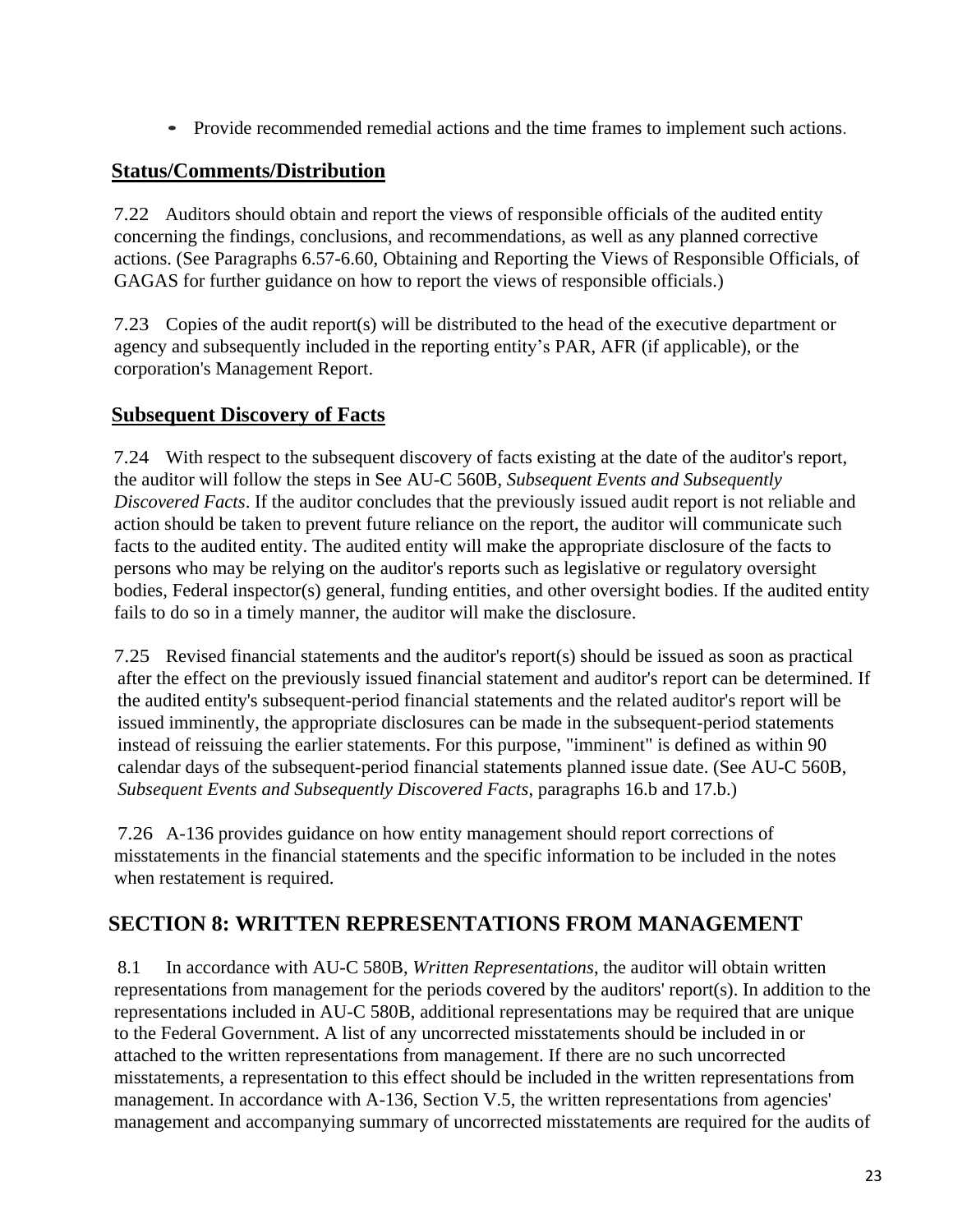- Provide recommended remedial actions and the time frames to implement such actions.

## Status/Comments/Distribution

7.22 Auditors should obtain and report the views of responsible officials of the audited entity concerning the findings, conclusions, and recommendations, as well as any planned corrective actions. (See Paragraphs 6.57-6.60, Obtaining and Reporting the Views of Responsible Officials, of GAGAS for further guidance on how to report the views of responsible officials.)

7.23 Copies of the audit report(s) will be distributed to the head of the executive department or agency and subsequently included in the reporting entity's PAR, AFR (if applicable), or the corporation's Management Report.

## Subsequent Discovery of Facts

7.24 With respect to the subsequent discovery of facts existing at the date of the auditor's report, the auditor will follow the steps in See AU-C 560B, *Subsequent Events and Subsequently Discovered Facts*. If the auditor concludes that the previously issued audit report is not reliable and action should be taken to prevent future reliance on the report, the auditor will communicate such facts to the audited entity. The audited entity will make the appropriate disclosure of the facts to persons who may be relying on the auditor's reports such as legislative or regulatory oversight bodies, Federal inspector(s) general, funding entities, and other oversight bodies. If the audited entity fails to do so in a timely manner, the auditor will make the disclosure.

7.25 Revised financial statements and the auditor's report(s) should be issued as soon as practical after the effect on the previously issued financial statement and auditor's report can be determined. If the audited entity's subsequent-period financial statements and the related auditor's report will be issued imminently, the appropriate disclosures can be made in the subsequent-period statements instead of reissuing the earlier statements. For this purpose, "imminent" is defined as within 90 calendar days of the subsequent-period financial statements planned issue date. (See AU-C 560B, *Subsequent Events and Subsequently Discovered Facts*, paragraphs 16.b and 17.b.)

7.26 A-136 provides guidance on how entity management should report corrections of misstatements in the financial statements and the specific information to be included in the notes when restatement is required.

# SECTION 8: WRITTEN REPRESENTATIONS FROM MANAGEMENT

8.1 In accordance with AU-C 580B, *Written Representations*, the auditor will obtain written representations from management for the periods covered by the auditors' report(s). In addition to the representations included in AU-C 580B, additional representations may be required that are unique to the Federal Government. A list of any uncorrected misstatements should be included in or attached to the written representations from management. If there are no such uncorrected misstatements, a representation to this effect should be included in the written representations from management. In accordance with A-136, Section V.5, the written representations from agencies' management and accompanying summary of uncorrected misstatements are required for the audits of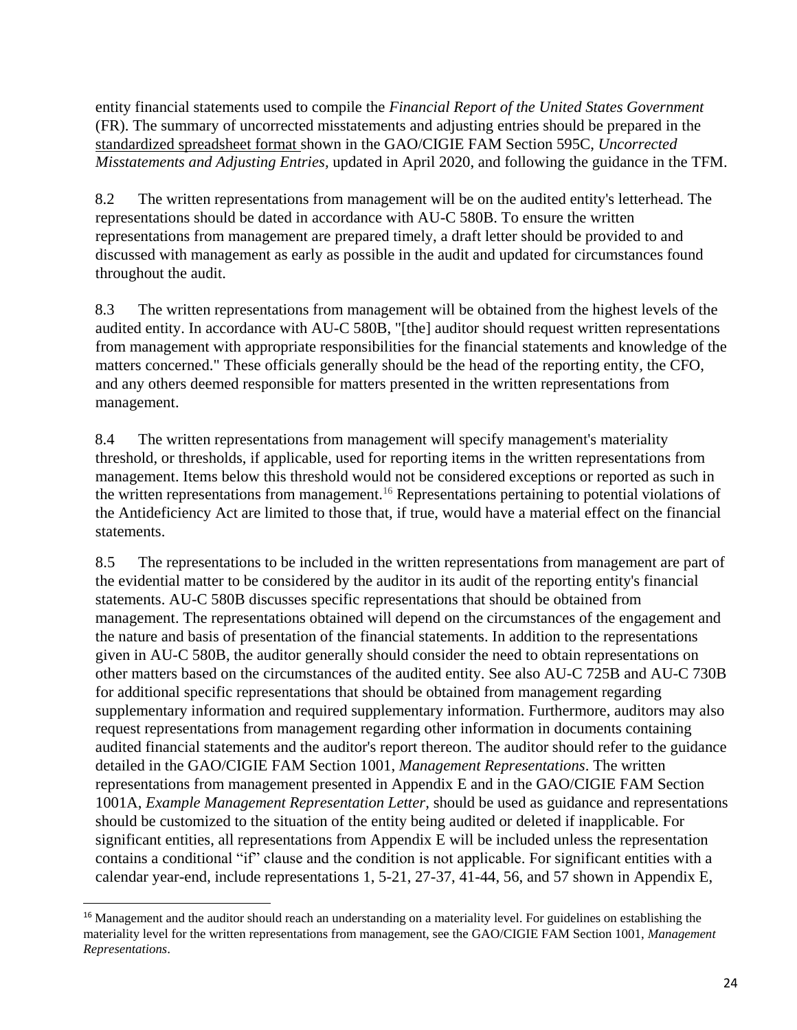entity financial statements used to compile the *Financial Report of the United States Government* (FR). The summary of uncorrected misstatements and adjusting entries should be prepared in the standardized spreadsheet format shown in the GAO/CIGIE FAM Section 595C, *Uncorrected Misstatements and Adjusting Entries,* updated in April 2020, and following the guidance in the TFM.

8.2 The written representations from management will be on the audited entity's letterhead. The representations should be dated in accordance with AU-C 580B. To ensure the written representations from management are prepared timely, a draft letter should be provided to and discussed with management as early as possible in the audit and updated for circumstances found throughout the audit.

8.3 The written representations from management will be obtained from the highest levels of the audited entity. In accordance with AU-C 580B, "[the] auditor should request written representations from management with appropriate responsibilities for the financial statements and knowledge of the matters concerned." These officials generally should be the head of the reporting entity, the CFO, and any others deemed responsible for matters presented in the written representations from management.

8.4 The written representations from management will specify management's materiality threshold, or thresholds, if applicable, used for reporting items in the written representations from management. Items below this threshold would not be considered exceptions or reported as such in the written representations from management.[16] Representations pertaining to potential violations of the Antideficiency Act are limited to those that, if true, would have a material effect on the financial statements.

8.5 The representations to be included in the written representations from management are part of the evidential matter to be considered by the auditor in its audit of the reporting entity's financial statements. AU-C 580B discusses specific representations that should be obtained from management. The representations obtained will depend on the circumstances of the engagement and the nature and basis of presentation of the financial statements. In addition to the representations given in AU-C 580B, the auditor generally should consider the need to obtain representations on other matters based on the circumstances of the audited entity. See also AU-C 725B and AU-C 730B for additional specific representations that should be obtained from management regarding supplementary information and required supplementary information. Furthermore, auditors may also request representations from management regarding other information in documents containing audited financial statements and the auditor's report thereon. The auditor should refer to the guidance detailed in the GAO/CIGIE FAM Section 1001, *Management Representations*. The written representations from management presented in Appendix E and in the GAO/CIGIE FAM Section 1001A, *Example Management Representation Letter,* should be used as guidance and representations should be customized to the situation of the entity being audited or deleted if inapplicable. For significant entities, all representations from Appendix E will be included unless the representation contains a conditional "if" clause and the condition is not applicable. For significant entities with a calendar year-end, include representations 1, 5-21, 27-37, 41-44, 56, and 57 shown in Appendix E,

[16] Management and the auditor should reach an understanding on a materiality level. For guidelines on establishing the materiality level for the written representations from management, see the GAO/CIGIE FAM Section 1001, *Management Representations*.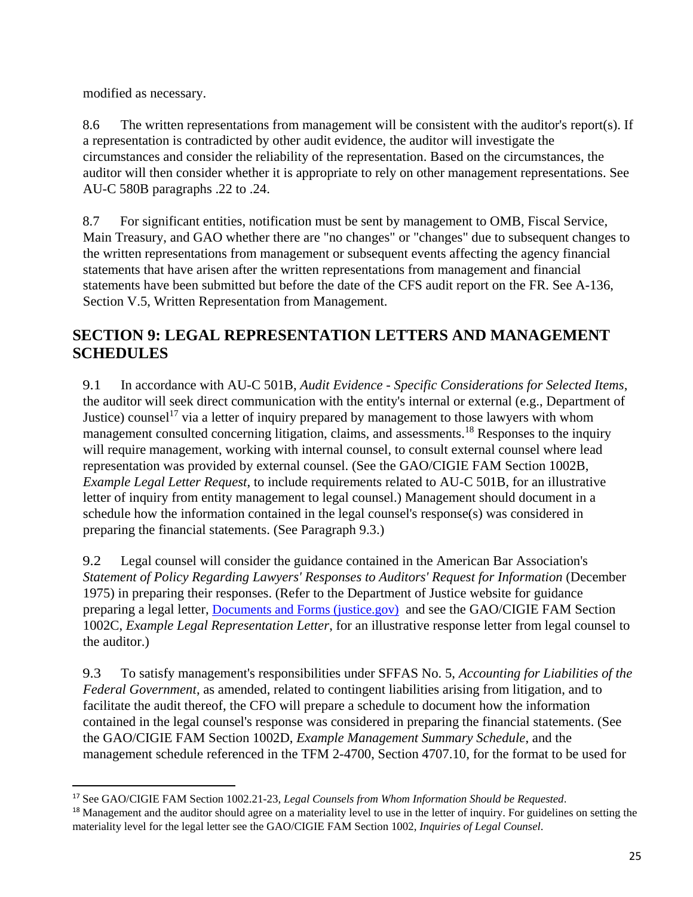modified as necessary.

8.6 The written representations from management will be consistent with the auditor's report(s). If a representation is contradicted by other audit evidence, the auditor will investigate the circumstances and consider the reliability of the representation. Based on the circumstances, the auditor will then consider whether it is appropriate to rely on other management representations. See AU-C 580B paragraphs .22 to .24.

8.7 For significant entities, notification must be sent by management to OMB, Fiscal Service, Main Treasury, and GAO whether there are "no changes" or "changes" due to subsequent changes to the written representations from management or subsequent events affecting the agency financial statements that have arisen after the written representations from management and financial statements have been submitted but before the date of the CFS audit report on the FR. See A-136, Section V.5, Written Representation from Management.

## SECTION 9: LEGAL REPRESENTATION LETTERS AND MANAGEMENT SCHEDULES

9.1 In accordance with AU-C 501B, *Audit Evidence - Specific Considerations for Selected Items*, the auditor will seek direct communication with the entity's internal or external (e.g., Department of Justice) counsel[17] via a letter of inquiry prepared by management to those lawyers with whom management consulted concerning litigation, claims, and assessments.[18] Responses to the inquiry will require management, working with internal counsel, to consult external counsel where lead representation was provided by external counsel. (See the GAO/CIGIE FAM Section 1002B, *Example Legal Letter Request*, to include requirements related to AU-C 501B, for an illustrative letter of inquiry from entity management to legal counsel.) Management should document in a schedule how the information contained in the legal counsel's response(s) was considered in preparing the financial statements. (See Paragraph 9.3.)

9.2 Legal counsel will consider the guidance contained in the American Bar Association's *Statement of Policy Regarding Lawyers' Responses to Auditors' Request for Information* (December 1975) in preparing their responses. (Refer to the Department of Justice website for guidance preparing a legal letter, [Documents and Forms (justice.gov)](Documents and Forms (justice.gov)) and see the GAO/CIGIE FAM Section 1002C, *Example Legal Representation Letter*, for an illustrative response letter from legal counsel to the auditor.)

9.3 To satisfy management's responsibilities under SFFAS No. 5, *Accounting for Liabilities of the Federal Government*, as amended, related to contingent liabilities arising from litigation, and to facilitate the audit thereof, the CFO will prepare a schedule to document how the information contained in the legal counsel's response was considered in preparing the financial statements. (See the GAO/CIGIE FAM Section 1002D, *Example Management Summary Schedule*, and the management schedule referenced in the TFM 2-4700, Section 4707.10, for the format to be used for

---

[17] See GAO/CIGIE FAM Section 1002.21-23, *Legal Counsels from Whom Information Should be Requested*.

[18] Management and the auditor should agree on a materiality level to use in the letter of inquiry. For guidelines on setting the materiality level for the legal letter see the GAO/CIGIE FAM Section 1002, *Inquiries of Legal Counsel*.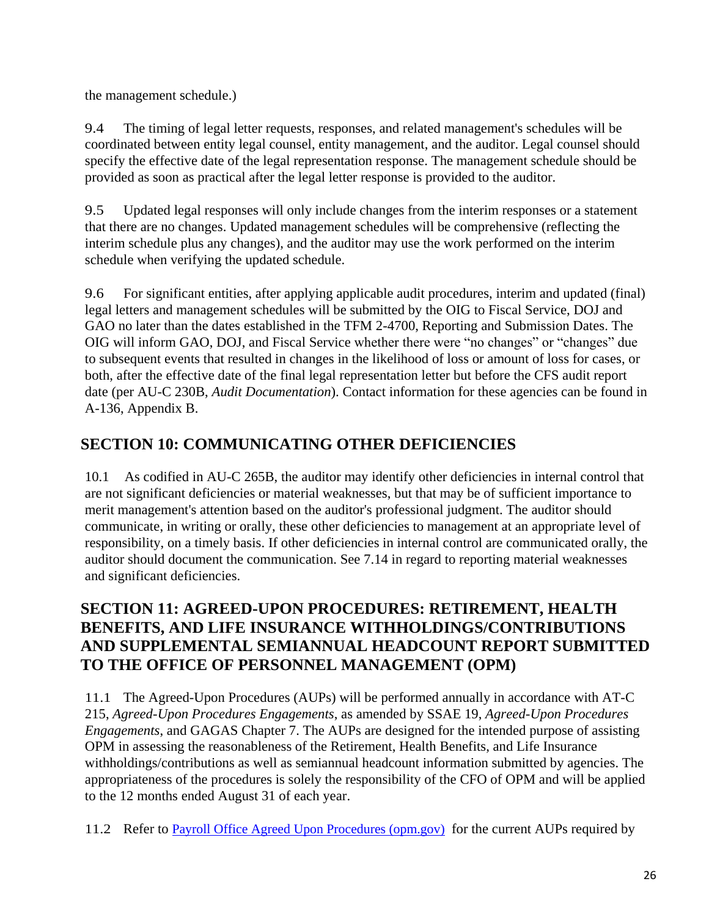the management schedule.)

9.4 The timing of legal letter requests, responses, and related management's schedules will be coordinated between entity legal counsel, entity management, and the auditor. Legal counsel should specify the effective date of the legal representation response. The management schedule should be provided as soon as practical after the legal letter response is provided to the auditor.

9.5 Updated legal responses will only include changes from the interim responses or a statement that there are no changes. Updated management schedules will be comprehensive (reflecting the interim schedule plus any changes), and the auditor may use the work performed on the interim schedule when verifying the updated schedule.

9.6 For significant entities, after applying applicable audit procedures, interim and updated (final) legal letters and management schedules will be submitted by the OIG to Fiscal Service, DOJ and GAO no later than the dates established in the TFM 2-4700, Reporting and Submission Dates. The OIG will inform GAO, DOJ, and Fiscal Service whether there were "no changes" or "changes" due to subsequent events that resulted in changes in the likelihood of loss or amount of loss for cases, or both, after the effective date of the final legal representation letter but before the CFS audit report date (per AU-C 230B, *Audit Documentation*). Contact information for these agencies can be found in A-136, Appendix B.

## SECTION 10: COMMUNICATING OTHER DEFICIENCIES

10.1 As codified in AU-C 265B, the auditor may identify other deficiencies in internal control that are not significant deficiencies or material weaknesses, but that may be of sufficient importance to merit management's attention based on the auditor's professional judgment. The auditor should communicate, in writing or orally, these other deficiencies to management at an appropriate level of responsibility, on a timely basis. If other deficiencies in internal control are communicated orally, the auditor should document the communication. See 7.14 in regard to reporting material weaknesses and significant deficiencies.

## SECTION 11: AGREED-UPON PROCEDURES: RETIREMENT, HEALTH BENEFITS, AND LIFE INSURANCE WITHHOLDINGS/CONTRIBUTIONS AND SUPPLEMENTAL SEMIANNUAL HEADCOUNT REPORT SUBMITTED TO THE OFFICE OF PERSONNEL MANAGEMENT (OPM)

11.1 The Agreed-Upon Procedures (AUPs) will be performed annually in accordance with AT-C 215, *Agreed-Upon Procedures Engagements*, as amended by SSAE 19, *Agreed-Upon Procedures Engagements*, and GAGAS Chapter 7. The AUPs are designed for the intended purpose of assisting OPM in assessing the reasonableness of the Retirement, Health Benefits, and Life Insurance withholdings/contributions as well as semiannual headcount information submitted by agencies. The appropriateness of the procedures is solely the responsibility of the CFO of OPM and will be applied to the 12 months ended August 31 of each year.

11.2 Refer to [Payroll Office Agreed Upon Procedures (opm.gov)](https://www.opm.gov) for the current AUPs required by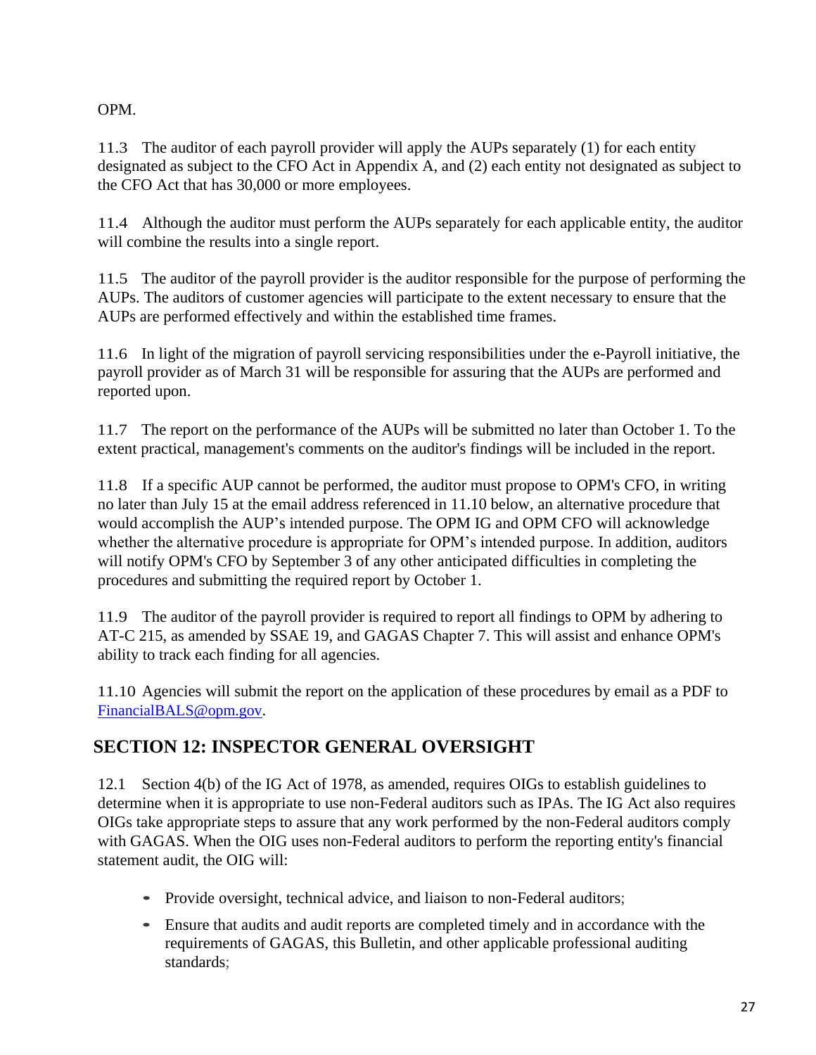OPM.

11.3 The auditor of each payroll provider will apply the AUPs separately (1) for each entity designated as subject to the CFO Act in Appendix A, and (2) each entity not designated as subject to the CFO Act that has 30,000 or more employees.

11.4 Although the auditor must perform the AUPs separately for each applicable entity, the auditor will combine the results into a single report.

11.5 The auditor of the payroll provider is the auditor responsible for the purpose of performing the AUPs. The auditors of customer agencies will participate to the extent necessary to ensure that the AUPs are performed effectively and within the established time frames.

11.6 In light of the migration of payroll servicing responsibilities under the e-Payroll initiative, the payroll provider as of March 31 will be responsible for assuring that the AUPs are performed and reported upon.

11.7 The report on the performance of the AUPs will be submitted no later than October 1. To the extent practical, management's comments on the auditor's findings will be included in the report.

11.8 If a specific AUP cannot be performed, the auditor must propose to OPM's CFO, in writing no later than July 15 at the email address referenced in 11.10 below, an alternative procedure that would accomplish the AUP's intended purpose. The OPM IG and OPM CFO will acknowledge whether the alternative procedure is appropriate for OPM's intended purpose. In addition, auditors will notify OPM's CFO by September 3 of any other anticipated difficulties in completing the procedures and submitting the required report by October 1.

11.9 The auditor of the payroll provider is required to report all findings to OPM by adhering to AT-C 215, as amended by SSAE 19, and GAGAS Chapter 7. This will assist and enhance OPM's ability to track each finding for all agencies.

11.10 Agencies will submit the report on the application of these procedures by email as a PDF to FinancialBALS@opm.gov.

## SECTION 12: INSPECTOR GENERAL OVERSIGHT

12.1 Section 4(b) of the IG Act of 1978, as amended, requires OIGs to establish guidelines to determine when it is appropriate to use non-Federal auditors such as IPAs. The IG Act also requires OIGs take appropriate steps to assure that any work performed by the non-Federal auditors comply with GAGAS. When the OIG uses non-Federal auditors to perform the reporting entity's financial statement audit, the OIG will:

- Provide oversight, technical advice, and liaison to non-Federal auditors;
- Ensure that audits and audit reports are completed timely and in accordance with the requirements of GAGAS, this Bulletin, and other applicable professional auditing standards;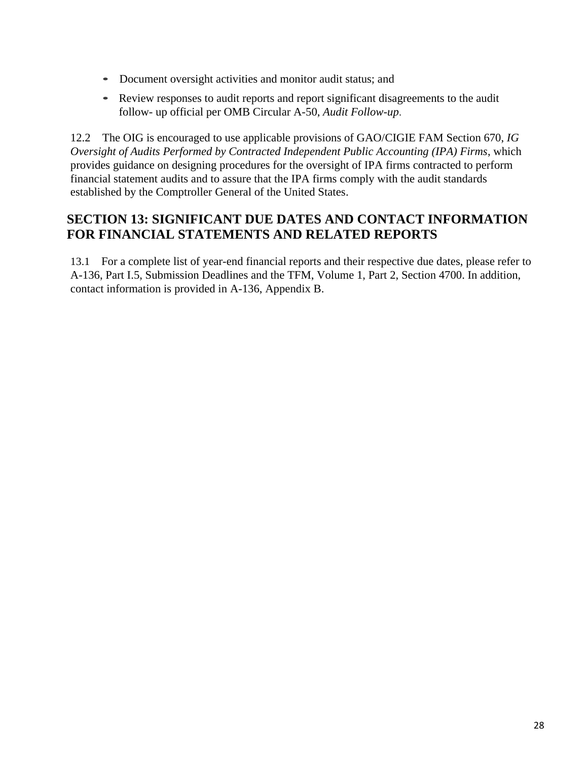- Document oversight activities and monitor audit status; and
- Review responses to audit reports and report significant disagreements to the audit follow- up official per OMB Circular A-50, *Audit Follow-up*.

12.2 The OIG is encouraged to use applicable provisions of GAO/CIGIE FAM Section 670, *IG Oversight of Audits Performed by Contracted Independent Public Accounting (IPA) Firms*, which provides guidance on designing procedures for the oversight of IPA firms contracted to perform financial statement audits and to assure that the IPA firms comply with the audit standards established by the Comptroller General of the United States.

## SECTION 13: SIGNIFICANT DUE DATES AND CONTACT INFORMATION FOR FINANCIAL STATEMENTS AND RELATED REPORTS

13.1 For a complete list of year-end financial reports and their respective due dates, please refer to A-136, Part I.5, Submission Deadlines and the TFM, Volume 1, Part 2, Section 4700. In addition, contact information is provided in A-136, Appendix B.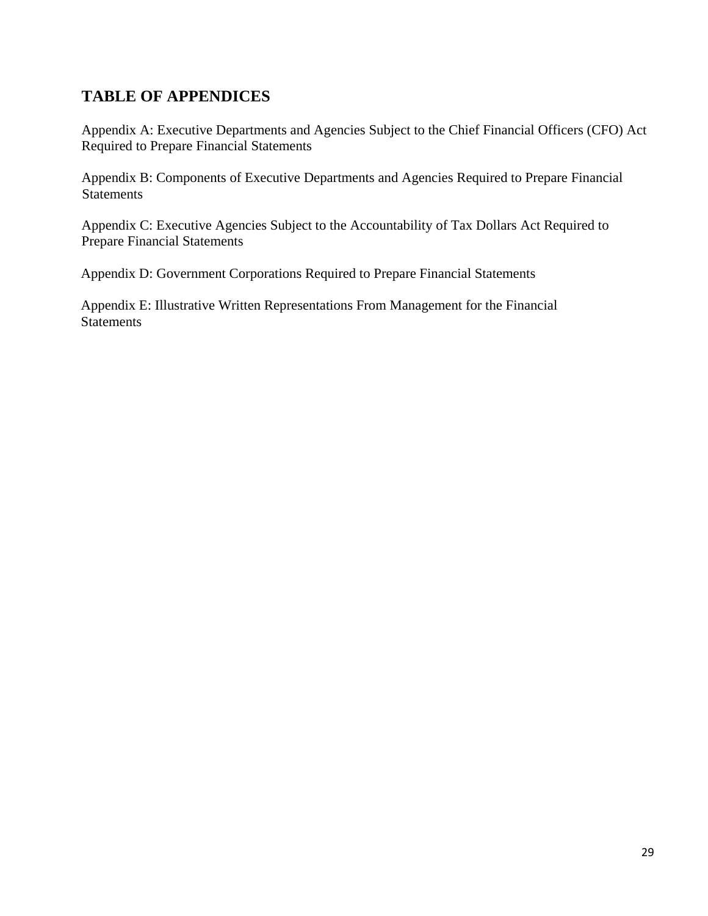## TABLE OF APPENDICES

Appendix A: Executive Departments and Agencies Subject to the Chief Financial Officers (CFO) Act Required to Prepare Financial Statements

Appendix B: Components of Executive Departments and Agencies Required to Prepare Financial Statements

Appendix C: Executive Agencies Subject to the Accountability of Tax Dollars Act Required to Prepare Financial Statements

Appendix D: Government Corporations Required to Prepare Financial Statements

Appendix E: Illustrative Written Representations From Management for the Financial Statements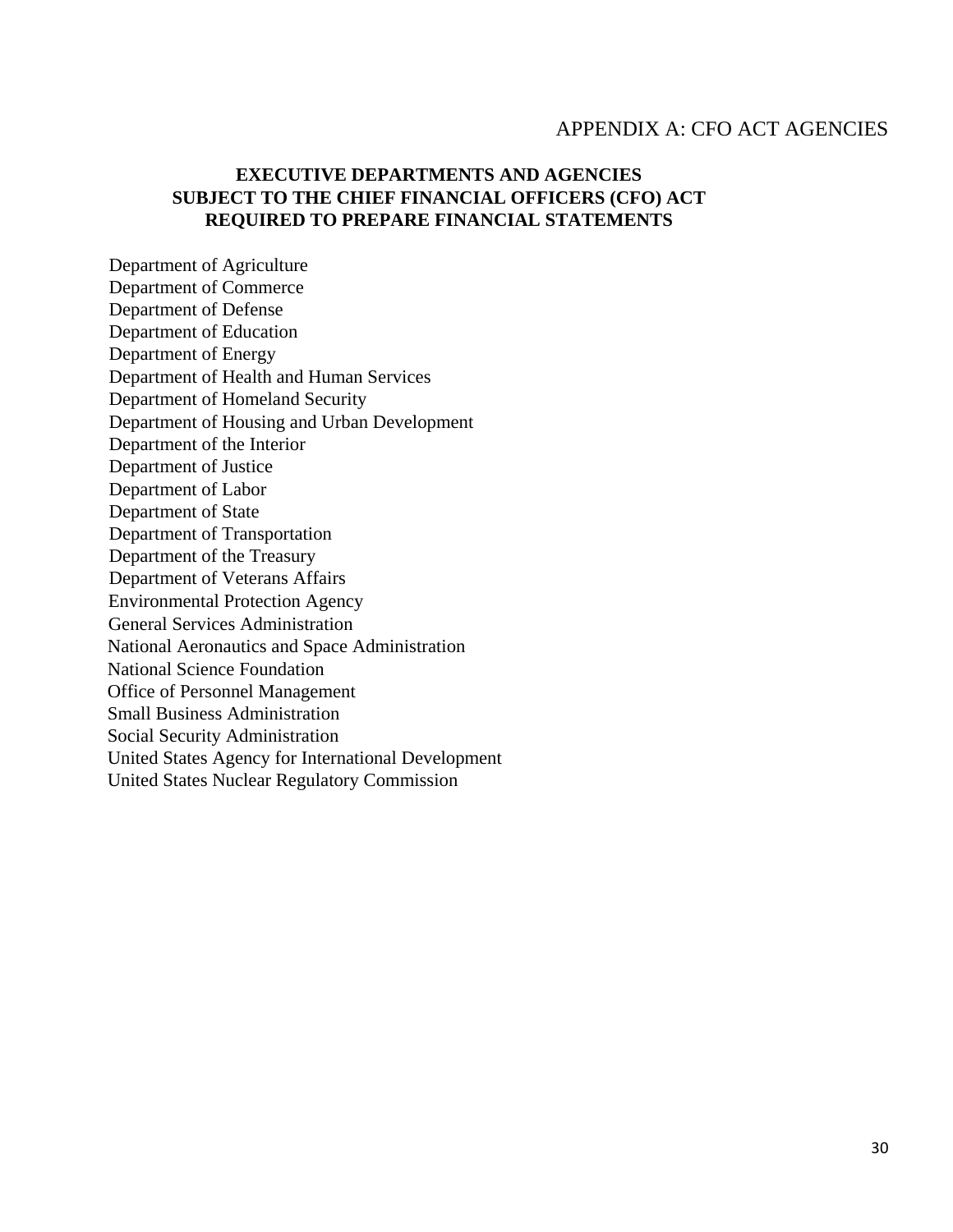# APPENDIX A: CFO ACT AGENCIES

**EXECUTIVE DEPARTMENTS AND AGENCIES**
**SUBJECT TO THE CHIEF FINANCIAL OFFICERS (CFO) ACT**
**REQUIRED TO PREPARE FINANCIAL STATEMENTS**

Department of Agriculture
Department of Commerce
Department of Defense
Department of Education
Department of Energy
Department of Health and Human Services
Department of Homeland Security
Department of Housing and Urban Development
Department of the Interior
Department of Justice
Department of Labor
Department of State
Department of Transportation
Department of the Treasury
Department of Veterans Affairs
Environmental Protection Agency
General Services Administration
National Aeronautics and Space Administration
National Science Foundation
Office of Personnel Management
Small Business Administration
Social Security Administration
United States Agency for International Development
United States Nuclear Regulatory Commission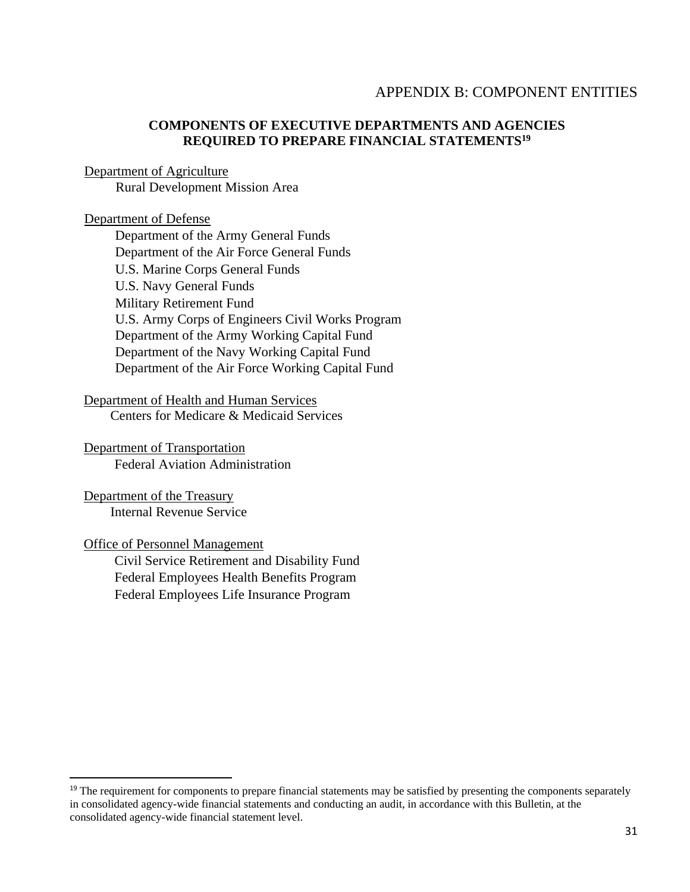# APPENDIX B: COMPONENT ENTITIES

## COMPONENTS OF EXECUTIVE DEPARTMENTS AND AGENCIES REQUIRED TO PREPARE FINANCIAL STATEMENTS[19]

<u>Department of Agriculture</u>
- Rural Development Mission Area

<u>Department of Defense</u>
- Department of the Army General Funds
- Department of the Air Force General Funds
- U.S. Marine Corps General Funds
- U.S. Navy General Funds
- Military Retirement Fund
- U.S. Army Corps of Engineers Civil Works Program
- Department of the Army Working Capital Fund
- Department of the Navy Working Capital Fund
- Department of the Air Force Working Capital Fund

<u>Department of Health and Human Services</u>
- Centers for Medicare & Medicaid Services

<u>Department of Transportation</u>
- Federal Aviation Administration

<u>Department of the Treasury</u>
- Internal Revenue Service

<u>Office of Personnel Management</u>
- Civil Service Retirement and Disability Fund
- Federal Employees Health Benefits Program
- Federal Employees Life Insurance Program

---

[19] The requirement for components to prepare financial statements may be satisfied by presenting the components separately in consolidated agency-wide financial statements and conducting an audit, in accordance with this Bulletin, at the consolidated agency-wide financial statement level.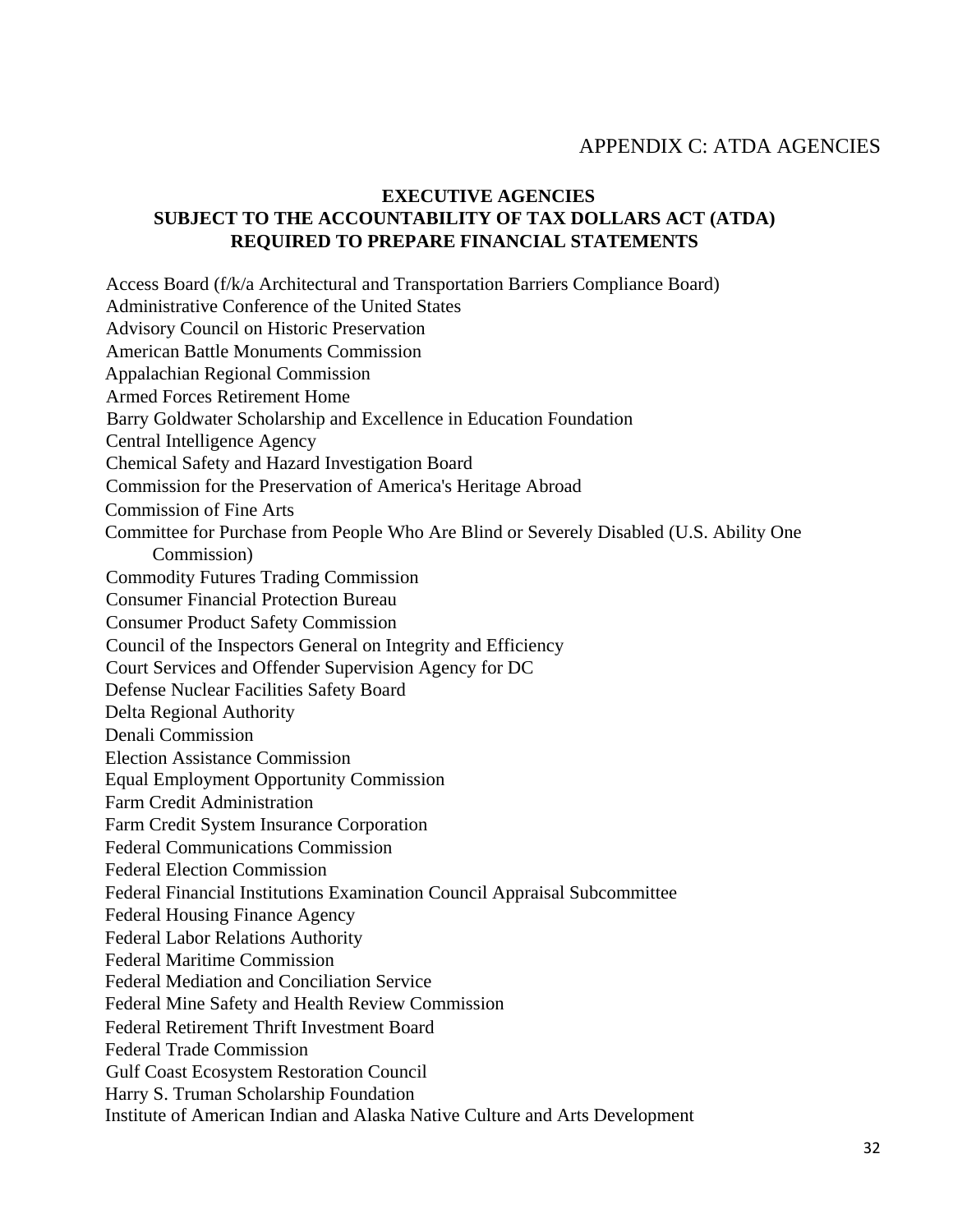# APPENDIX C: ATDA AGENCIES

**EXECUTIVE AGENCIES**
**SUBJECT TO THE ACCOUNTABILITY OF TAX DOLLARS ACT (ATDA)**
**REQUIRED TO PREPARE FINANCIAL STATEMENTS**

Access Board (f/k/a Architectural and Transportation Barriers Compliance Board)
Administrative Conference of the United States
Advisory Council on Historic Preservation
American Battle Monuments Commission
Appalachian Regional Commission
Armed Forces Retirement Home
Barry Goldwater Scholarship and Excellence in Education Foundation
Central Intelligence Agency
Chemical Safety and Hazard Investigation Board
Commission for the Preservation of America's Heritage Abroad
Commission of Fine Arts
Committee for Purchase from People Who Are Blind or Severely Disabled (U.S. Ability One Commission)
Commodity Futures Trading Commission
Consumer Financial Protection Bureau
Consumer Product Safety Commission
Council of the Inspectors General on Integrity and Efficiency
Court Services and Offender Supervision Agency for DC
Defense Nuclear Facilities Safety Board
Delta Regional Authority
Denali Commission
Election Assistance Commission
Equal Employment Opportunity Commission
Farm Credit Administration
Farm Credit System Insurance Corporation
Federal Communications Commission
Federal Election Commission
Federal Financial Institutions Examination Council Appraisal Subcommittee
Federal Housing Finance Agency
Federal Labor Relations Authority
Federal Maritime Commission
Federal Mediation and Conciliation Service
Federal Mine Safety and Health Review Commission
Federal Retirement Thrift Investment Board
Federal Trade Commission
Gulf Coast Ecosystem Restoration Council
Harry S. Truman Scholarship Foundation
Institute of American Indian and Alaska Native Culture and Arts Development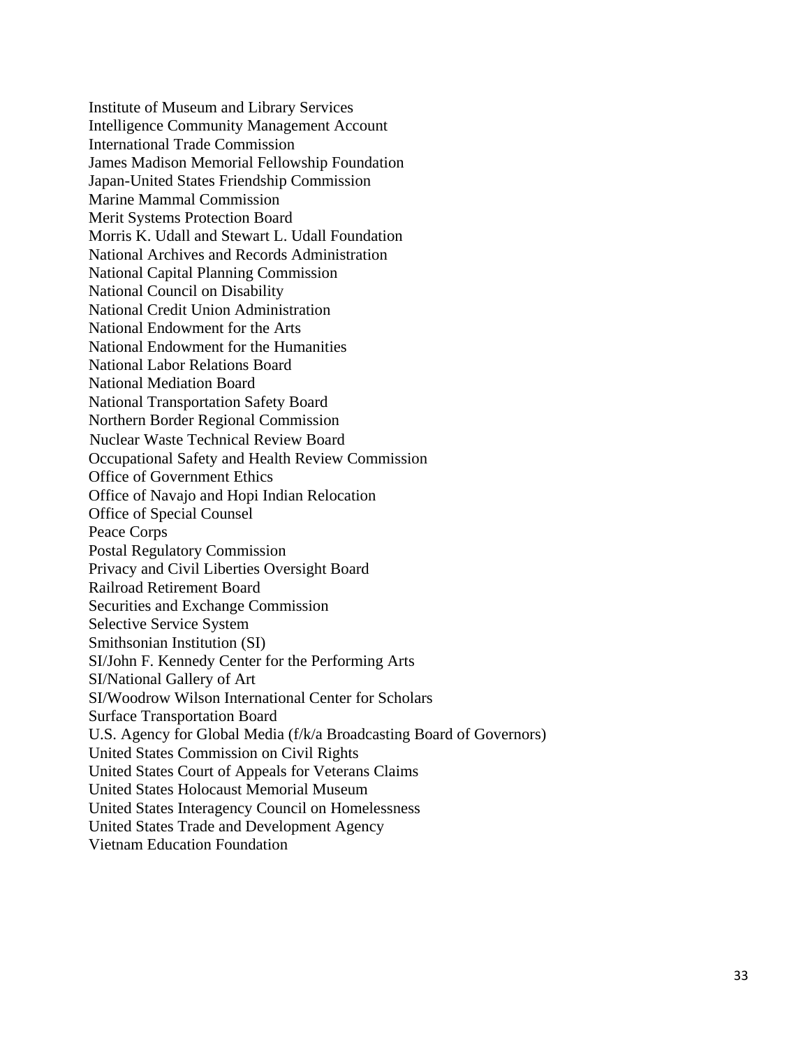Institute of Museum and Library Services
Intelligence Community Management Account
International Trade Commission
James Madison Memorial Fellowship Foundation
Japan-United States Friendship Commission
Marine Mammal Commission
Merit Systems Protection Board
Morris K. Udall and Stewart L. Udall Foundation
National Archives and Records Administration
National Capital Planning Commission
National Council on Disability
National Credit Union Administration
National Endowment for the Arts
National Endowment for the Humanities
National Labor Relations Board
National Mediation Board
National Transportation Safety Board
Northern Border Regional Commission
Nuclear Waste Technical Review Board
Occupational Safety and Health Review Commission
Office of Government Ethics
Office of Navajo and Hopi Indian Relocation
Office of Special Counsel
Peace Corps
Postal Regulatory Commission
Privacy and Civil Liberties Oversight Board
Railroad Retirement Board
Securities and Exchange Commission
Selective Service System
Smithsonian Institution (SI)
SI/John F. Kennedy Center for the Performing Arts
SI/National Gallery of Art
SI/Woodrow Wilson International Center for Scholars
Surface Transportation Board
U.S. Agency for Global Media (f/k/a Broadcasting Board of Governors)
United States Commission on Civil Rights
United States Court of Appeals for Veterans Claims
United States Holocaust Memorial Museum
United States Interagency Council on Homelessness
United States Trade and Development Agency
Vietnam Education Foundation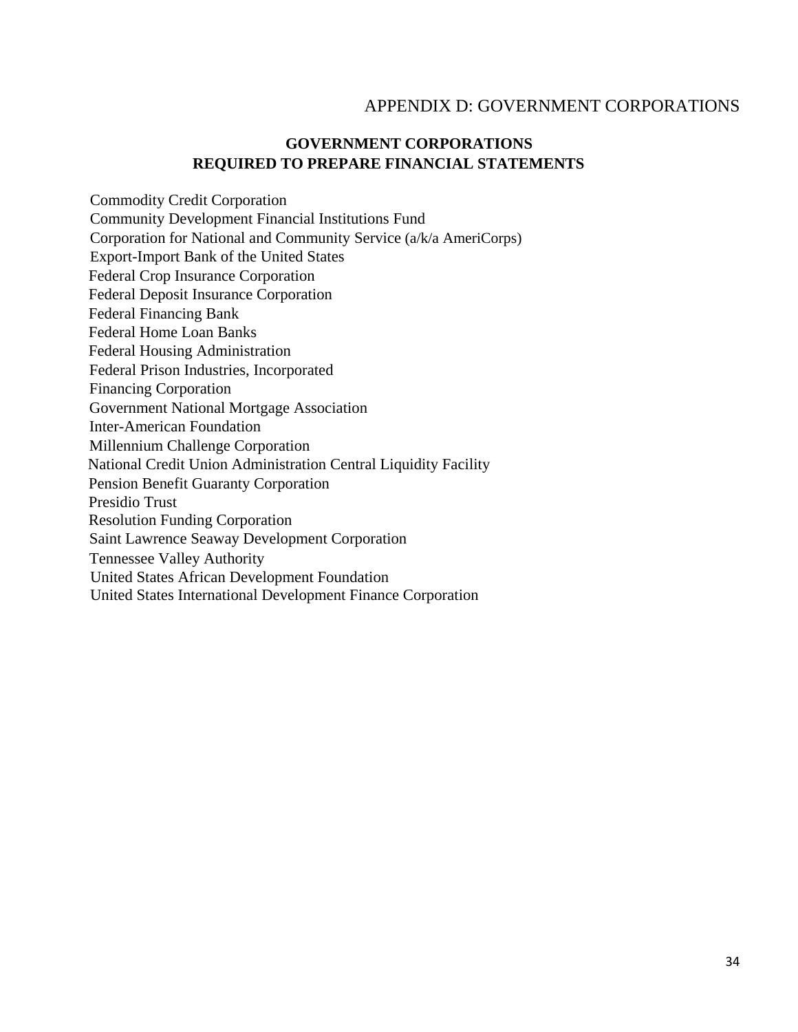# APPENDIX D: GOVERNMENT CORPORATIONS

## GOVERNMENT CORPORATIONS REQUIRED TO PREPARE FINANCIAL STATEMENTS

Commodity Credit Corporation
Community Development Financial Institutions Fund
Corporation for National and Community Service (a/k/a AmeriCorps)
Export-Import Bank of the United States
Federal Crop Insurance Corporation
Federal Deposit Insurance Corporation
Federal Financing Bank
Federal Home Loan Banks
Federal Housing Administration
Federal Prison Industries, Incorporated
Financing Corporation
Government National Mortgage Association
Inter-American Foundation
Millennium Challenge Corporation
National Credit Union Administration Central Liquidity Facility
Pension Benefit Guaranty Corporation
Presidio Trust
Resolution Funding Corporation
Saint Lawrence Seaway Development Corporation
Tennessee Valley Authority
United States African Development Foundation
United States International Development Finance Corporation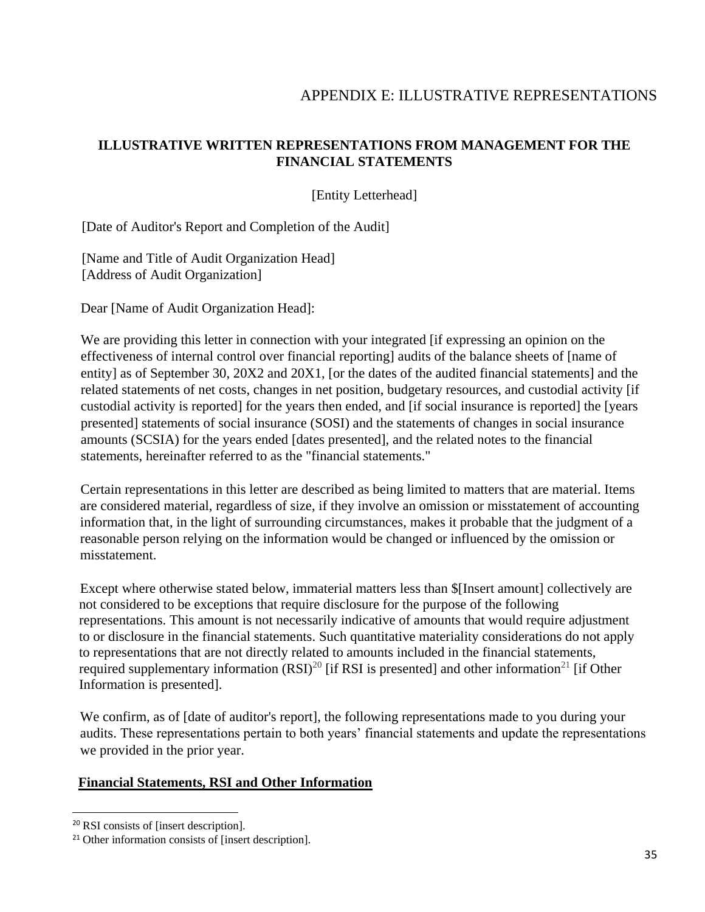# APPENDIX E: ILLUSTRATIVE REPRESENTATIONS

## ILLUSTRATIVE WRITTEN REPRESENTATIONS FROM MANAGEMENT FOR THE FINANCIAL STATEMENTS

[Entity Letterhead]

[Date of Auditor's Report and Completion of the Audit]

[Name and Title of Audit Organization Head]
[Address of Audit Organization]

Dear [Name of Audit Organization Head]:

We are providing this letter in connection with your integrated [if expressing an opinion on the effectiveness of internal control over financial reporting] audits of the balance sheets of [name of entity] as of September 30, 20X2 and 20X1, [or the dates of the audited financial statements] and the related statements of net costs, changes in net position, budgetary resources, and custodial activity [if custodial activity is reported] for the years then ended, and [if social insurance is reported] the [years presented] statements of social insurance (SOSI) and the statements of changes in social insurance amounts (SCSIA) for the years ended [dates presented], and the related notes to the financial statements, hereinafter referred to as the "financial statements."

Certain representations in this letter are described as being limited to matters that are material. Items are considered material, regardless of size, if they involve an omission or misstatement of accounting information that, in the light of surrounding circumstances, makes it probable that the judgment of a reasonable person relying on the information would be changed or influenced by the omission or misstatement.

Except where otherwise stated below, immaterial matters less than $[Insert amount] collectively are not considered to be exceptions that require disclosure for the purpose of the following representations. This amount is not necessarily indicative of amounts that would require adjustment to or disclosure in the financial statements. Such quantitative materiality considerations do not apply to representations that are not directly related to amounts included in the financial statements, required supplementary information (RSI)[20] [if RSI is presented] and other information[21] [if Other Information is presented].

We confirm, as of [date of auditor's report], the following representations made to you during your audits. These representations pertain to both years' financial statements and update the representations we provided in the prior year.

**Financial Statements, RSI and Other Information**

[20] RSI consists of [insert description].

[21] Other information consists of [insert description].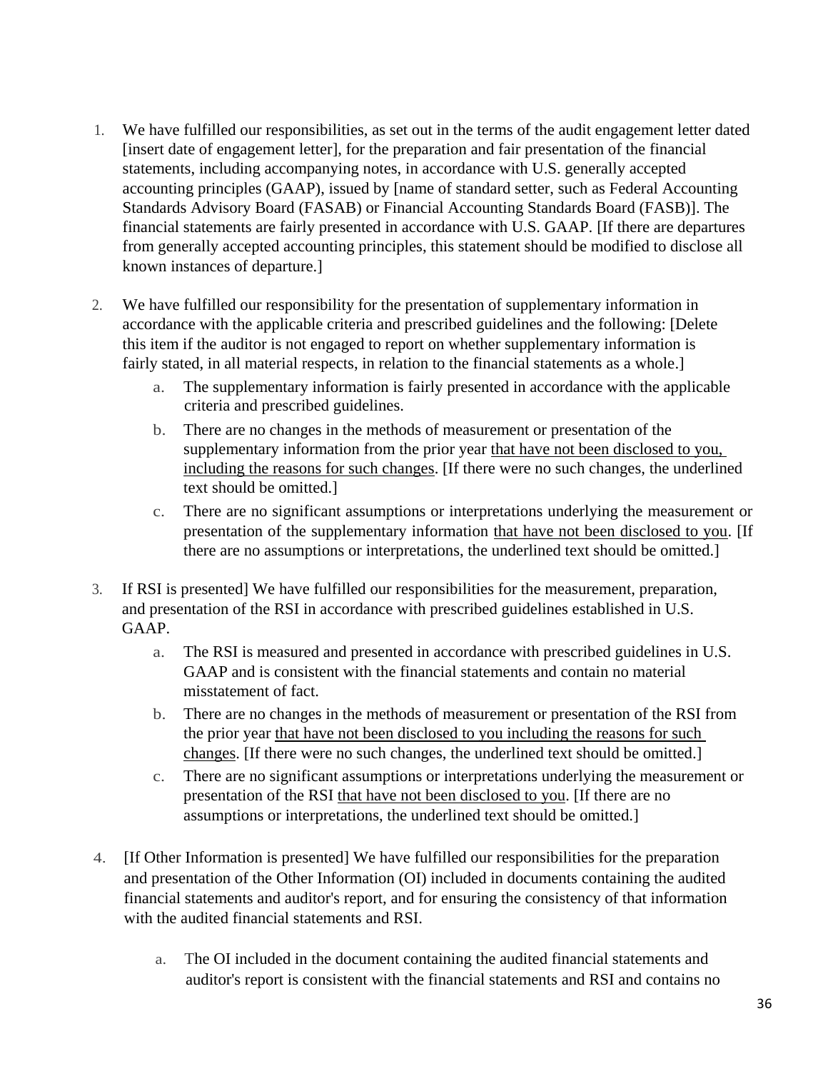1. We have fulfilled our responsibilities, as set out in the terms of the audit engagement letter dated [insert date of engagement letter], for the preparation and fair presentation of the financial statements, including accompanying notes, in accordance with U.S. generally accepted accounting principles (GAAP), issued by [name of standard setter, such as Federal Accounting Standards Advisory Board (FASAB) or Financial Accounting Standards Board (FASB)]. The financial statements are fairly presented in accordance with U.S. GAAP. [If there are departures from generally accepted accounting principles, this statement should be modified to disclose all known instances of departure.]

2. We have fulfilled our responsibility for the presentation of supplementary information in accordance with the applicable criteria and prescribed guidelines and the following: [Delete this item if the auditor is not engaged to report on whether supplementary information is fairly stated, in all material respects, in relation to the financial statements as a whole.]
   a. The supplementary information is fairly presented in accordance with the applicable criteria and prescribed guidelines.
   b. There are no changes in the methods of measurement or presentation of the supplementary information from the prior year <u>that have not been disclosed to you, including the reasons for such changes</u>. [If there were no such changes, the underlined text should be omitted.]
   c. There are no significant assumptions or interpretations underlying the measurement or presentation of the supplementary information <u>that have not been disclosed to you</u>. [If there are no assumptions or interpretations, the underlined text should be omitted.]

3. If RSI is presented] We have fulfilled our responsibilities for the measurement, preparation, and presentation of the RSI in accordance with prescribed guidelines established in U.S. GAAP.
   a. The RSI is measured and presented in accordance with prescribed guidelines in U.S. GAAP and is consistent with the financial statements and contain no material misstatement of fact.
   b. There are no changes in the methods of measurement or presentation of the RSI from the prior year <u>that have not been disclosed to you including the reasons for such changes</u>. [If there were no such changes, the underlined text should be omitted.]
   c. There are no significant assumptions or interpretations underlying the measurement or presentation of the RSI <u>that have not been disclosed to you</u>. [If there are no assumptions or interpretations, the underlined text should be omitted.]

4. [If Other Information is presented] We have fulfilled our responsibilities for the preparation and presentation of the Other Information (OI) included in documents containing the audited financial statements and auditor's report, and for ensuring the consistency of that information with the audited financial statements and RSI.

   a. The OI included in the document containing the audited financial statements and auditor's report is consistent with the financial statements and RSI and contains no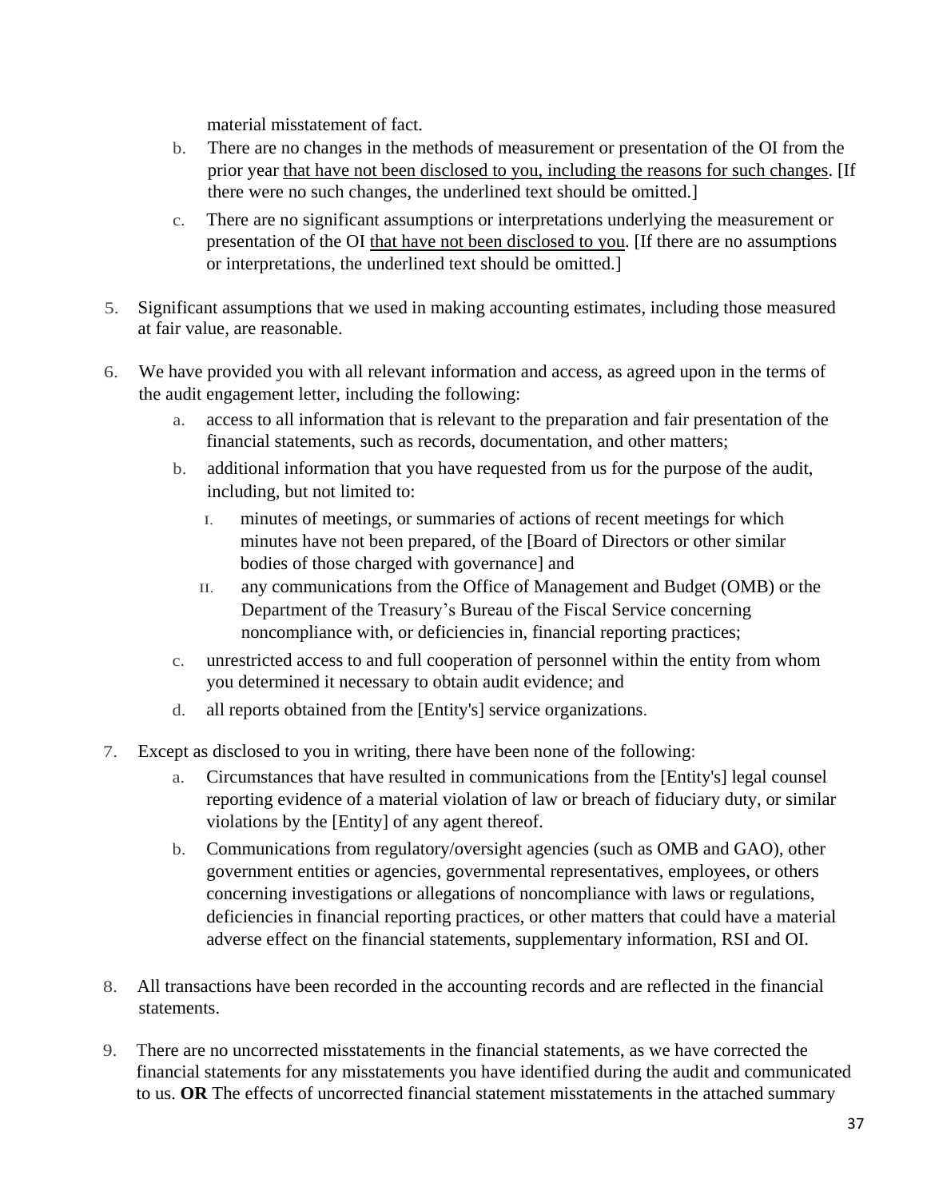material misstatement of fact.

   b. There are no changes in the methods of measurement or presentation of the OI from the prior year <u>that have not been disclosed to you, including the reasons for such changes</u>. [If there were no such changes, the underlined text should be omitted.]

   c. There are no significant assumptions or interpretations underlying the measurement or presentation of the OI <u>that have not been disclosed to you</u>. [If there are no assumptions or interpretations, the underlined text should be omitted.]

5. Significant assumptions that we used in making accounting estimates, including those measured at fair value, are reasonable.

6. We have provided you with all relevant information and access, as agreed upon in the terms of the audit engagement letter, including the following:

   a. access to all information that is relevant to the preparation and fair presentation of the financial statements, such as records, documentation, and other matters;

   b. additional information that you have requested from us for the purpose of the audit, including, but not limited to:

      I. minutes of meetings, or summaries of actions of recent meetings for which minutes have not been prepared, of the [Board of Directors or other similar bodies of those charged with governance] and

      II. any communications from the Office of Management and Budget (OMB) or the Department of the Treasury's Bureau of the Fiscal Service concerning noncompliance with, or deficiencies in, financial reporting practices;

   c. unrestricted access to and full cooperation of personnel within the entity from whom you determined it necessary to obtain audit evidence; and

   d. all reports obtained from the [Entity's] service organizations.

7. Except as disclosed to you in writing, there have been none of the following:

   a. Circumstances that have resulted in communications from the [Entity's] legal counsel reporting evidence of a material violation of law or breach of fiduciary duty, or similar violations by the [Entity] of any agent thereof.

   b. Communications from regulatory/oversight agencies (such as OMB and GAO), other government entities or agencies, governmental representatives, employees, or others concerning investigations or allegations of noncompliance with laws or regulations, deficiencies in financial reporting practices, or other matters that could have a material adverse effect on the financial statements, supplementary information, RSI and OI.

8. All transactions have been recorded in the accounting records and are reflected in the financial statements.

9. There are no uncorrected misstatements in the financial statements, as we have corrected the financial statements for any misstatements you have identified during the audit and communicated to us. **OR** The effects of uncorrected financial statement misstatements in the attached summary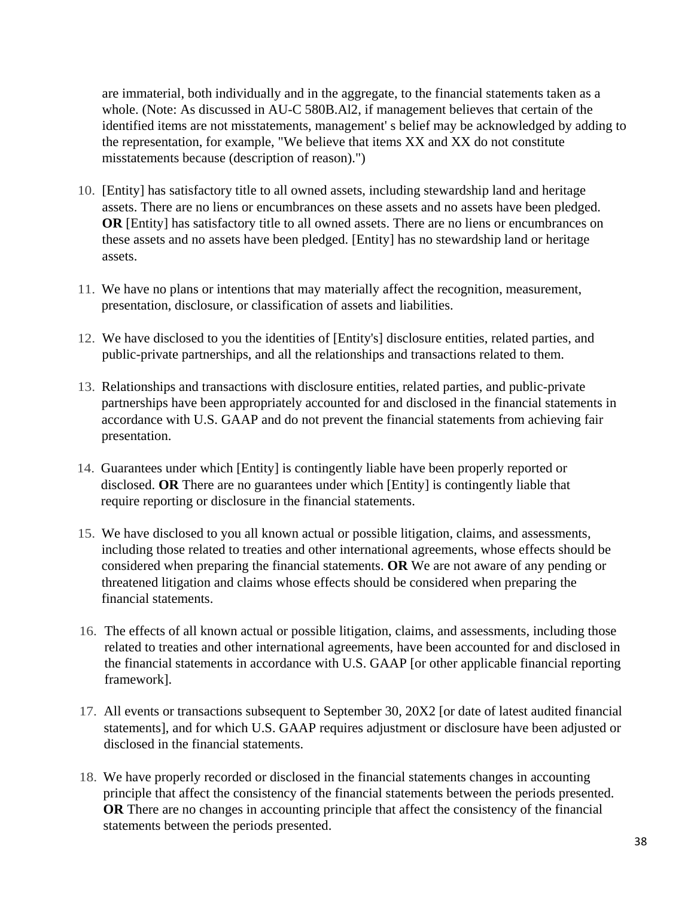are immaterial, both individually and in the aggregate, to the financial statements taken as a whole. (Note: As discussed in AU-C 580B.Al2, if management believes that certain of the identified items are not misstatements, management' s belief may be acknowledged by adding to the representation, for example, "We believe that items XX and XX do not constitute misstatements because (description of reason).")

10. [Entity] has satisfactory title to all owned assets, including stewardship land and heritage assets. There are no liens or encumbrances on these assets and no assets have been pledged. **OR** [Entity] has satisfactory title to all owned assets. There are no liens or encumbrances on these assets and no assets have been pledged. [Entity] has no stewardship land or heritage assets.

11. We have no plans or intentions that may materially affect the recognition, measurement, presentation, disclosure, or classification of assets and liabilities.

12. We have disclosed to you the identities of [Entity's] disclosure entities, related parties, and public-private partnerships, and all the relationships and transactions related to them.

13. Relationships and transactions with disclosure entities, related parties, and public-private partnerships have been appropriately accounted for and disclosed in the financial statements in accordance with U.S. GAAP and do not prevent the financial statements from achieving fair presentation.

14. Guarantees under which [Entity] is contingently liable have been properly reported or disclosed. **OR** There are no guarantees under which [Entity] is contingently liable that require reporting or disclosure in the financial statements.

15. We have disclosed to you all known actual or possible litigation, claims, and assessments, including those related to treaties and other international agreements, whose effects should be considered when preparing the financial statements. **OR** We are not aware of any pending or threatened litigation and claims whose effects should be considered when preparing the financial statements.

16. The effects of all known actual or possible litigation, claims, and assessments, including those related to treaties and other international agreements, have been accounted for and disclosed in the financial statements in accordance with U.S. GAAP [or other applicable financial reporting framework].

17. All events or transactions subsequent to September 30, 20X2 [or date of latest audited financial statements], and for which U.S. GAAP requires adjustment or disclosure have been adjusted or disclosed in the financial statements.

18. We have properly recorded or disclosed in the financial statements changes in accounting principle that affect the consistency of the financial statements between the periods presented. **OR** There are no changes in accounting principle that affect the consistency of the financial statements between the periods presented.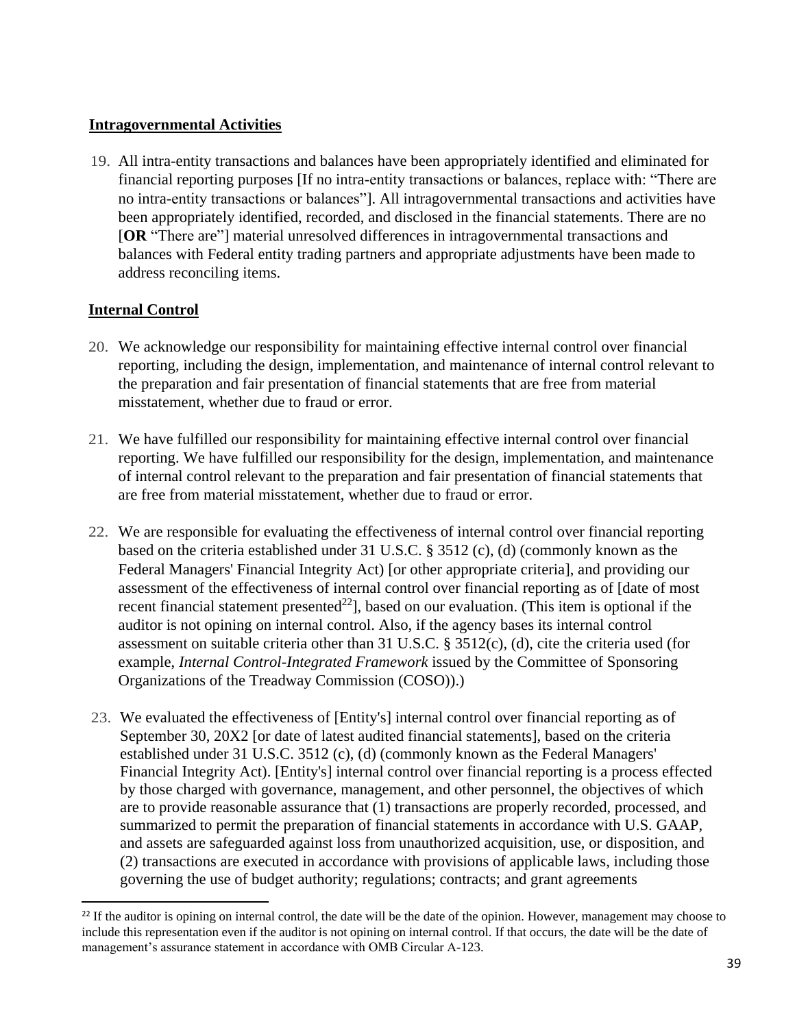**Intragovernmental Activities**

19. All intra-entity transactions and balances have been appropriately identified and eliminated for financial reporting purposes [If no intra-entity transactions or balances, replace with: "There are no intra-entity transactions or balances"]. All intragovernmental transactions and activities have been appropriately identified, recorded, and disclosed in the financial statements. There are no [**OR** "There are"] material unresolved differences in intragovernmental transactions and balances with Federal entity trading partners and appropriate adjustments have been made to address reconciling items.

**Internal Control**

20. We acknowledge our responsibility for maintaining effective internal control over financial reporting, including the design, implementation, and maintenance of internal control relevant to the preparation and fair presentation of financial statements that are free from material misstatement, whether due to fraud or error.

21. We have fulfilled our responsibility for maintaining effective internal control over financial reporting. We have fulfilled our responsibility for the design, implementation, and maintenance of internal control relevant to the preparation and fair presentation of financial statements that are free from material misstatement, whether due to fraud or error.

22. We are responsible for evaluating the effectiveness of internal control over financial reporting based on the criteria established under 31 U.S.C. § 3512 (c), (d) (commonly known as the Federal Managers' Financial Integrity Act) [or other appropriate criteria], and providing our assessment of the effectiveness of internal control over financial reporting as of [date of most recent financial statement presented[22]], based on our evaluation. (This item is optional if the auditor is not opining on internal control. Also, if the agency bases its internal control assessment on suitable criteria other than 31 U.S.C. § 3512(c), (d), cite the criteria used (for example, *Internal Control-Integrated Framework* issued by the Committee of Sponsoring Organizations of the Treadway Commission (COSO)).)

23. We evaluated the effectiveness of [Entity's] internal control over financial reporting as of September 30, 20X2 [or date of latest audited financial statements], based on the criteria established under 31 U.S.C. 3512 (c), (d) (commonly known as the Federal Managers' Financial Integrity Act). [Entity's] internal control over financial reporting is a process effected by those charged with governance, management, and other personnel, the objectives of which are to provide reasonable assurance that (1) transactions are properly recorded, processed, and summarized to permit the preparation of financial statements in accordance with U.S. GAAP, and assets are safeguarded against loss from unauthorized acquisition, use, or disposition, and (2) transactions are executed in accordance with provisions of applicable laws, including those governing the use of budget authority; regulations; contracts; and grant agreements

[22] If the auditor is opining on internal control, the date will be the date of the opinion. However, management may choose to include this representation even if the auditor is not opining on internal control. If that occurs, the date will be the date of management's assurance statement in accordance with OMB Circular A-123.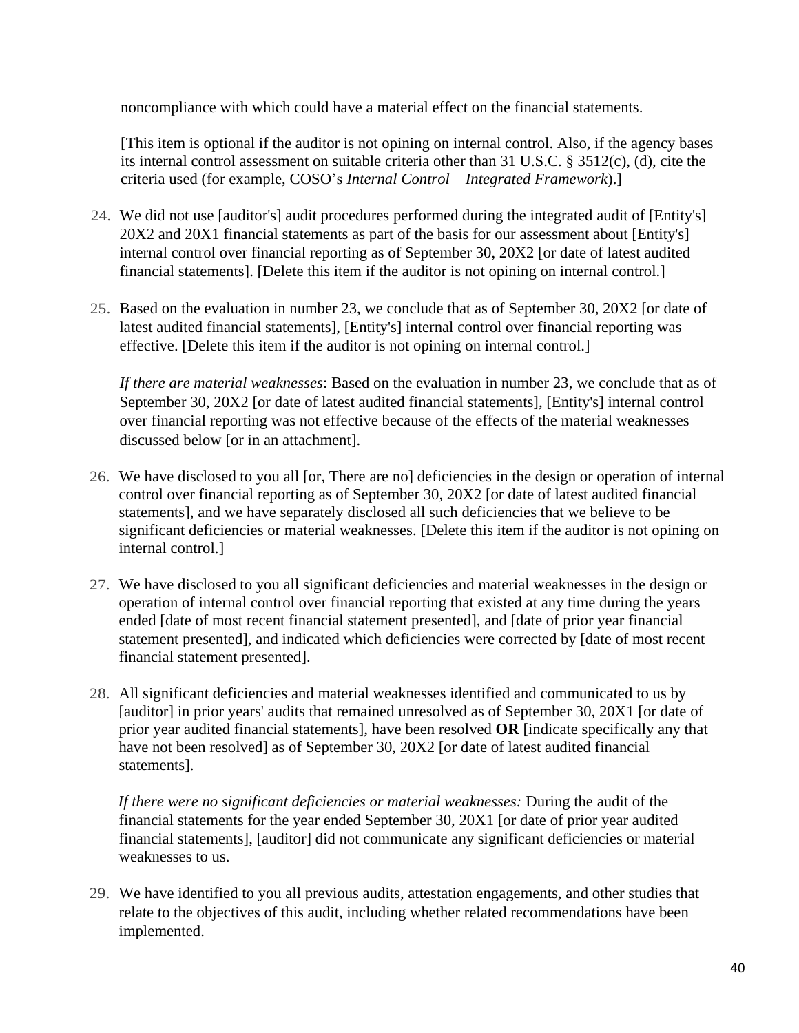noncompliance with which could have a material effect on the financial statements.

[This item is optional if the auditor is not opining on internal control. Also, if the agency bases its internal control assessment on suitable criteria other than 31 U.S.C. § 3512(c), (d), cite the criteria used (for example, COSO's *Internal Control – Integrated Framework*).]

24. We did not use [auditor's] audit procedures performed during the integrated audit of [Entity's] 20X2 and 20X1 financial statements as part of the basis for our assessment about [Entity's] internal control over financial reporting as of September 30, 20X2 [or date of latest audited financial statements]. [Delete this item if the auditor is not opining on internal control.]

25. Based on the evaluation in number 23, we conclude that as of September 30, 20X2 [or date of latest audited financial statements], [Entity's] internal control over financial reporting was effective. [Delete this item if the auditor is not opining on internal control.]

    *If there are material weaknesses*: Based on the evaluation in number 23, we conclude that as of September 30, 20X2 [or date of latest audited financial statements], [Entity's] internal control over financial reporting was not effective because of the effects of the material weaknesses discussed below [or in an attachment].

26. We have disclosed to you all [or, There are no] deficiencies in the design or operation of internal control over financial reporting as of September 30, 20X2 [or date of latest audited financial statements], and we have separately disclosed all such deficiencies that we believe to be significant deficiencies or material weaknesses. [Delete this item if the auditor is not opining on internal control.]

27. We have disclosed to you all significant deficiencies and material weaknesses in the design or operation of internal control over financial reporting that existed at any time during the years ended [date of most recent financial statement presented], and [date of prior year financial statement presented], and indicated which deficiencies were corrected by [date of most recent financial statement presented].

28. All significant deficiencies and material weaknesses identified and communicated to us by [auditor] in prior years' audits that remained unresolved as of September 30, 20X1 [or date of prior year audited financial statements], have been resolved **OR** [indicate specifically any that have not been resolved] as of September 30, 20X2 [or date of latest audited financial statements].

    *If there were no significant deficiencies or material weaknesses:* During the audit of the financial statements for the year ended September 30, 20X1 [or date of prior year audited financial statements], [auditor] did not communicate any significant deficiencies or material weaknesses to us.

29. We have identified to you all previous audits, attestation engagements, and other studies that relate to the objectives of this audit, including whether related recommendations have been implemented.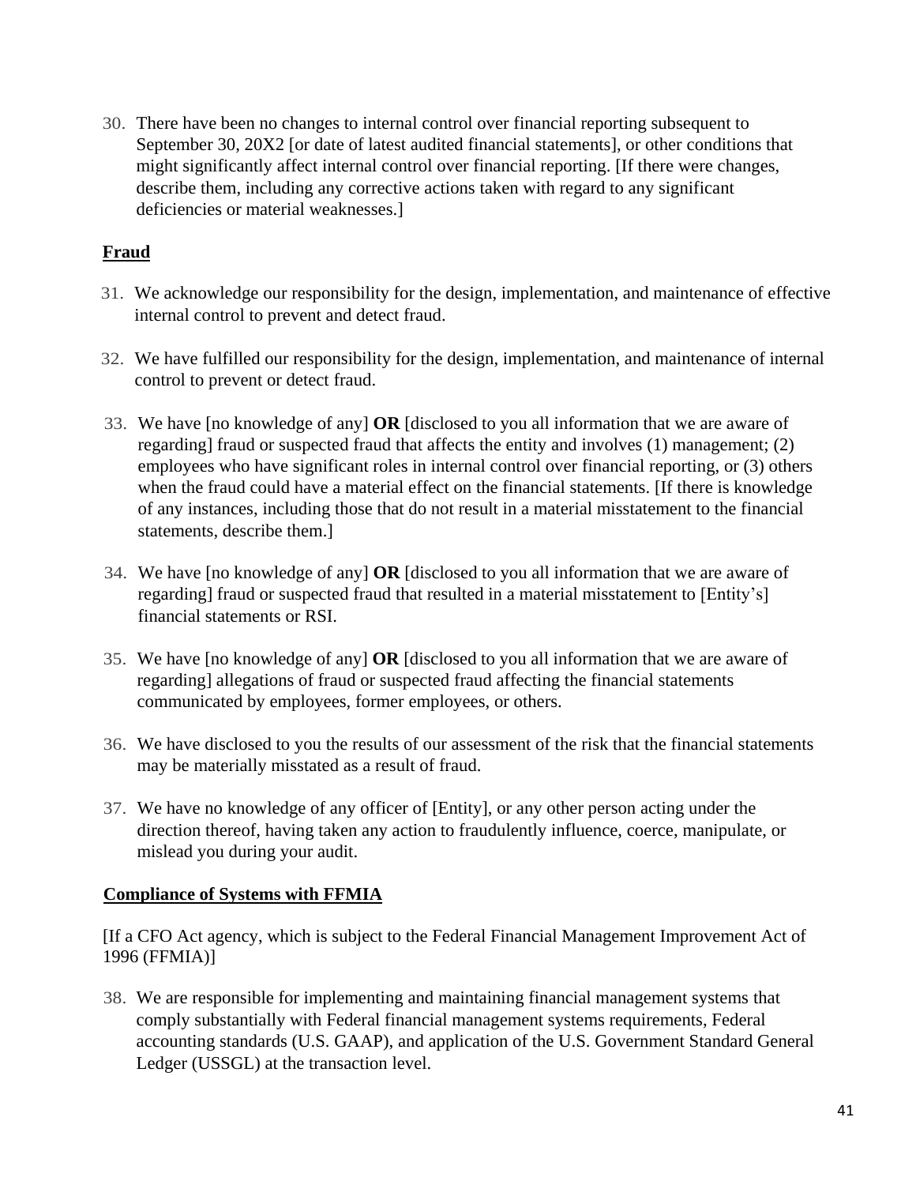30. There have been no changes to internal control over financial reporting subsequent to September 30, 20X2 [or date of latest audited financial statements], or other conditions that might significantly affect internal control over financial reporting. [If there were changes, describe them, including any corrective actions taken with regard to any significant deficiencies or material weaknesses.]

## Fraud

31. We acknowledge our responsibility for the design, implementation, and maintenance of effective internal control to prevent and detect fraud.

32. We have fulfilled our responsibility for the design, implementation, and maintenance of internal control to prevent or detect fraud.

33. We have [no knowledge of any] **OR** [disclosed to you all information that we are aware of regarding] fraud or suspected fraud that affects the entity and involves (1) management; (2) employees who have significant roles in internal control over financial reporting, or (3) others when the fraud could have a material effect on the financial statements. [If there is knowledge of any instances, including those that do not result in a material misstatement to the financial statements, describe them.]

34. We have [no knowledge of any] **OR** [disclosed to you all information that we are aware of regarding] fraud or suspected fraud that resulted in a material misstatement to [Entity's] financial statements or RSI.

35. We have [no knowledge of any] **OR** [disclosed to you all information that we are aware of regarding] allegations of fraud or suspected fraud affecting the financial statements communicated by employees, former employees, or others.

36. We have disclosed to you the results of our assessment of the risk that the financial statements may be materially misstated as a result of fraud.

37. We have no knowledge of any officer of [Entity], or any other person acting under the direction thereof, having taken any action to fraudulently influence, coerce, manipulate, or mislead you during your audit.

## Compliance of Systems with FFMIA

[If a CFO Act agency, which is subject to the Federal Financial Management Improvement Act of 1996 (FFMIA)]

38. We are responsible for implementing and maintaining financial management systems that comply substantially with Federal financial management systems requirements, Federal accounting standards (U.S. GAAP), and application of the U.S. Government Standard General Ledger (USSGL) at the transaction level.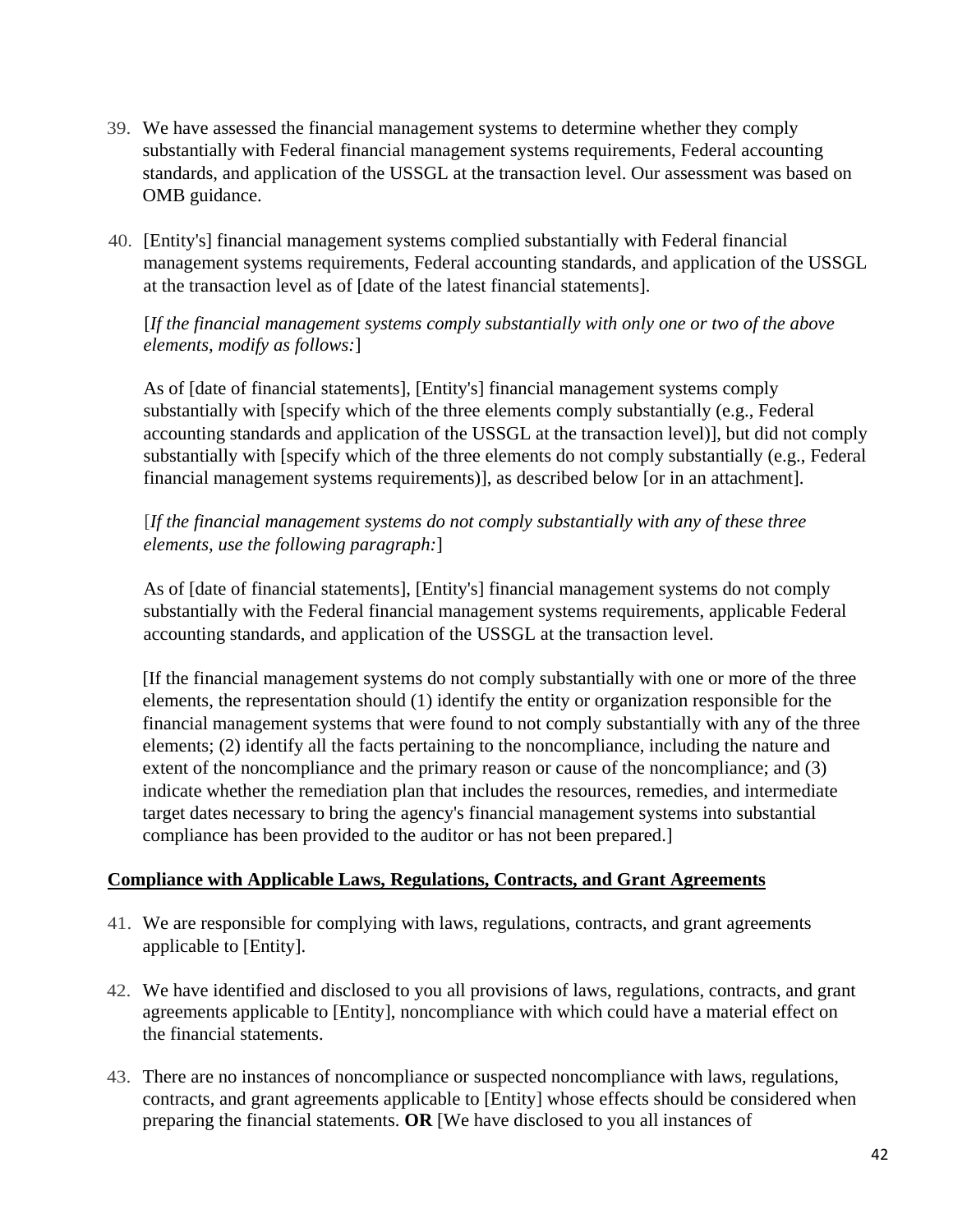39. We have assessed the financial management systems to determine whether they comply substantially with Federal financial management systems requirements, Federal accounting standards, and application of the USSGL at the transaction level. Our assessment was based on OMB guidance.

40. [Entity's] financial management systems complied substantially with Federal financial management systems requirements, Federal accounting standards, and application of the USSGL at the transaction level as of [date of the latest financial statements].

    [*If the financial management systems comply substantially with only one or two of the above elements, modify as follows:*]

    As of [date of financial statements], [Entity's] financial management systems comply substantially with [specify which of the three elements comply substantially (e.g., Federal accounting standards and application of the USSGL at the transaction level)], but did not comply substantially with [specify which of the three elements do not comply substantially (e.g., Federal financial management systems requirements)], as described below [or in an attachment].

    [*If the financial management systems do not comply substantially with any of these three elements, use the following paragraph:*]

    As of [date of financial statements], [Entity's] financial management systems do not comply substantially with the Federal financial management systems requirements, applicable Federal accounting standards, and application of the USSGL at the transaction level.

    [If the financial management systems do not comply substantially with one or more of the three elements, the representation should (1) identify the entity or organization responsible for the financial management systems that were found to not comply substantially with any of the three elements; (2) identify all the facts pertaining to the noncompliance, including the nature and extent of the noncompliance and the primary reason or cause of the noncompliance; and (3) indicate whether the remediation plan that includes the resources, remedies, and intermediate target dates necessary to bring the agency's financial management systems into substantial compliance has been provided to the auditor or has not been prepared.]

**Compliance with Applicable Laws, Regulations, Contracts, and Grant Agreements**

41. We are responsible for complying with laws, regulations, contracts, and grant agreements applicable to [Entity].

42. We have identified and disclosed to you all provisions of laws, regulations, contracts, and grant agreements applicable to [Entity], noncompliance with which could have a material effect on the financial statements.

43. There are no instances of noncompliance or suspected noncompliance with laws, regulations, contracts, and grant agreements applicable to [Entity] whose effects should be considered when preparing the financial statements. **OR** [We have disclosed to you all instances of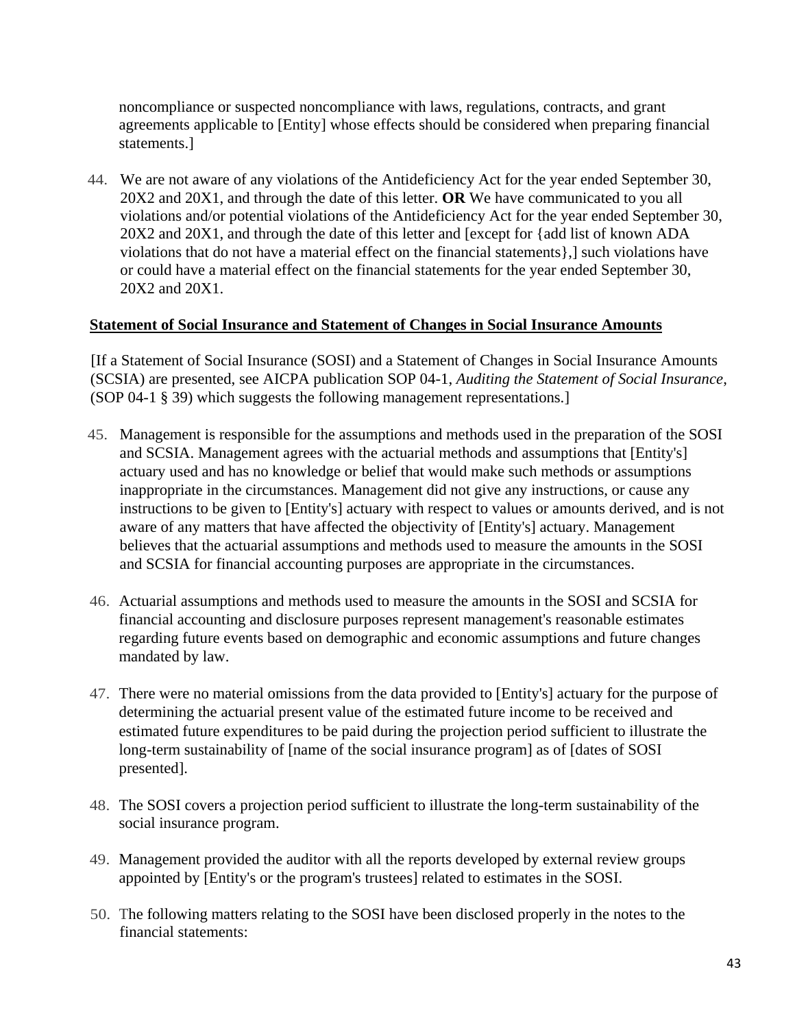noncompliance or suspected noncompliance with laws, regulations, contracts, and grant agreements applicable to [Entity] whose effects should be considered when preparing financial statements.]

44. We are not aware of any violations of the Antideficiency Act for the year ended September 30, 20X2 and 20X1, and through the date of this letter. **OR** We have communicated to you all violations and/or potential violations of the Antideficiency Act for the year ended September 30, 20X2 and 20X1, and through the date of this letter and [except for {add list of known ADA violations that do not have a material effect on the financial statements},] such violations have or could have a material effect on the financial statements for the year ended September 30, 20X2 and 20X1.

**Statement of Social Insurance and Statement of Changes in Social Insurance Amounts**

[If a Statement of Social Insurance (SOSI) and a Statement of Changes in Social Insurance Amounts (SCSIA) are presented, see AICPA publication SOP 04-1, *Auditing the Statement of Social Insurance*, (SOP 04-1 § 39) which suggests the following management representations.]

45. Management is responsible for the assumptions and methods used in the preparation of the SOSI and SCSIA. Management agrees with the actuarial methods and assumptions that [Entity's] actuary used and has no knowledge or belief that would make such methods or assumptions inappropriate in the circumstances. Management did not give any instructions, or cause any instructions to be given to [Entity's] actuary with respect to values or amounts derived, and is not aware of any matters that have affected the objectivity of [Entity's] actuary. Management believes that the actuarial assumptions and methods used to measure the amounts in the SOSI and SCSIA for financial accounting purposes are appropriate in the circumstances.

46. Actuarial assumptions and methods used to measure the amounts in the SOSI and SCSIA for financial accounting and disclosure purposes represent management's reasonable estimates regarding future events based on demographic and economic assumptions and future changes mandated by law.

47. There were no material omissions from the data provided to [Entity's] actuary for the purpose of determining the actuarial present value of the estimated future income to be received and estimated future expenditures to be paid during the projection period sufficient to illustrate the long-term sustainability of [name of the social insurance program] as of [dates of SOSI presented].

48. The SOSI covers a projection period sufficient to illustrate the long-term sustainability of the social insurance program.

49. Management provided the auditor with all the reports developed by external review groups appointed by [Entity's or the program's trustees] related to estimates in the SOSI.

50. The following matters relating to the SOSI have been disclosed properly in the notes to the financial statements: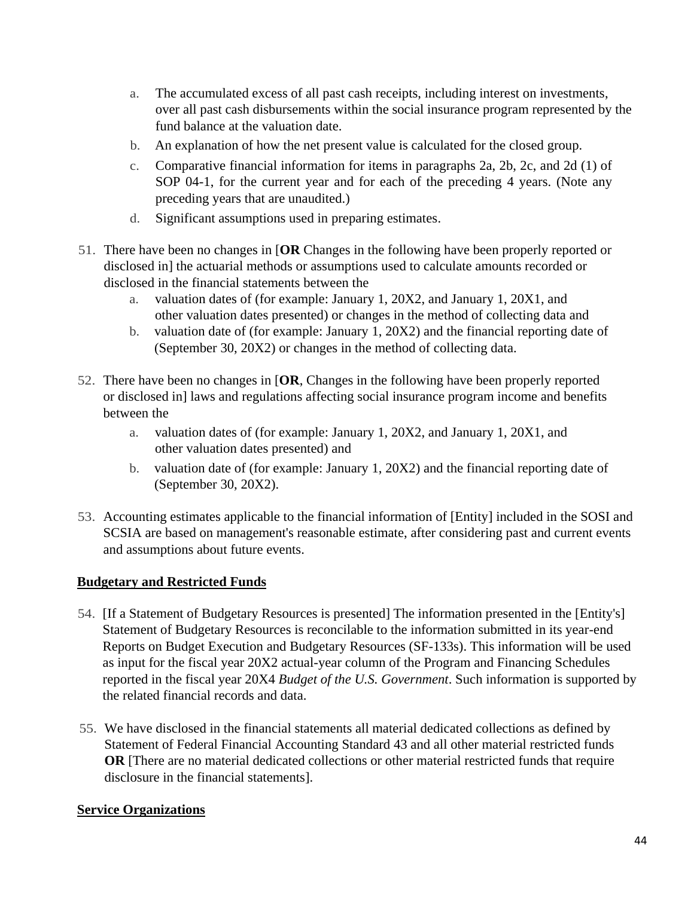a. The accumulated excess of all past cash receipts, including interest on investments, over all past cash disbursements within the social insurance program represented by the fund balance at the valuation date.
b. An explanation of how the net present value is calculated for the closed group.
c. Comparative financial information for items in paragraphs 2a, 2b, 2c, and 2d (1) of SOP 04-1, for the current year and for each of the preceding 4 years. (Note any preceding years that are unaudited.)
d. Significant assumptions used in preparing estimates.

51. There have been no changes in [**OR** Changes in the following have been properly reported or disclosed in] the actuarial methods or assumptions used to calculate amounts recorded or disclosed in the financial statements between the
    a. valuation dates of (for example: January 1, 20X2, and January 1, 20X1, and other valuation dates presented) or changes in the method of collecting data and
    b. valuation date of (for example: January 1, 20X2) and the financial reporting date of (September 30, 20X2) or changes in the method of collecting data.

52. There have been no changes in [**OR**, Changes in the following have been properly reported or disclosed in] laws and regulations affecting social insurance program income and benefits between the
    a. valuation dates of (for example: January 1, 20X2, and January 1, 20X1, and other valuation dates presented) and
    b. valuation date of (for example: January 1, 20X2) and the financial reporting date of (September 30, 20X2).

53. Accounting estimates applicable to the financial information of [Entity] included in the SOSI and SCSIA are based on management's reasonable estimate, after considering past and current events and assumptions about future events.

**Budgetary and Restricted Funds**

54. [If a Statement of Budgetary Resources is presented] The information presented in the [Entity's] Statement of Budgetary Resources is reconcilable to the information submitted in its year-end Reports on Budget Execution and Budgetary Resources (SF-133s). This information will be used as input for the fiscal year 20X2 actual-year column of the Program and Financing Schedules reported in the fiscal year 20X4 *Budget of the U.S. Government*. Such information is supported by the related financial records and data.

55. We have disclosed in the financial statements all material dedicated collections as defined by Statement of Federal Financial Accounting Standard 43 and all other material restricted funds **OR** [There are no material dedicated collections or other material restricted funds that require disclosure in the financial statements].

**Service Organizations**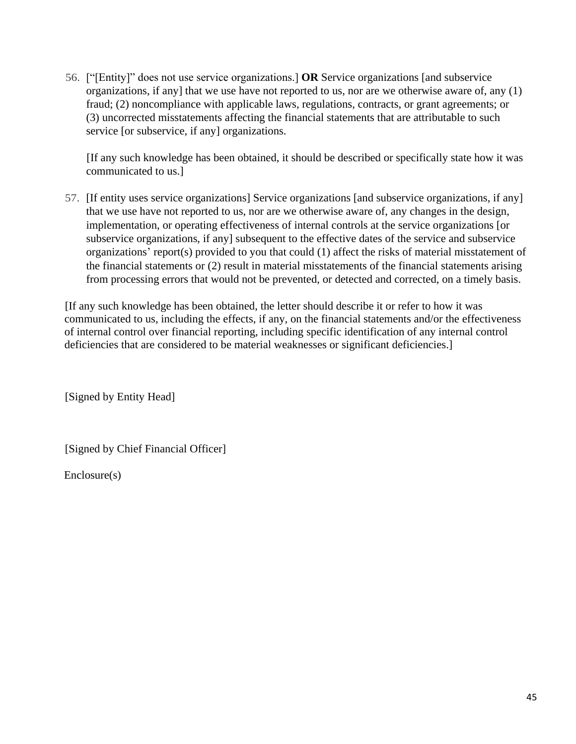56. ["[Entity]" does not use service organizations.] **OR** Service organizations [and subservice organizations, if any] that we use have not reported to us, nor are we otherwise aware of, any (1) fraud; (2) noncompliance with applicable laws, regulations, contracts, or grant agreements; or (3) uncorrected misstatements affecting the financial statements that are attributable to such service [or subservice, if any] organizations.

    [If any such knowledge has been obtained, it should be described or specifically state how it was communicated to us.]

57. [If entity uses service organizations] Service organizations [and subservice organizations, if any] that we use have not reported to us, nor are we otherwise aware of, any changes in the design, implementation, or operating effectiveness of internal controls at the service organizations [or subservice organizations, if any] subsequent to the effective dates of the service and subservice organizations' report(s) provided to you that could (1) affect the risks of material misstatement of the financial statements or (2) result in material misstatements of the financial statements arising from processing errors that would not be prevented, or detected and corrected, on a timely basis.

[If any such knowledge has been obtained, the letter should describe it or refer to how it was communicated to us, including the effects, if any, on the financial statements and/or the effectiveness of internal control over financial reporting, including specific identification of any internal control deficiencies that are considered to be material weaknesses or significant deficiencies.]

[Signed by Entity Head]

[Signed by Chief Financial Officer]

Enclosure(s)